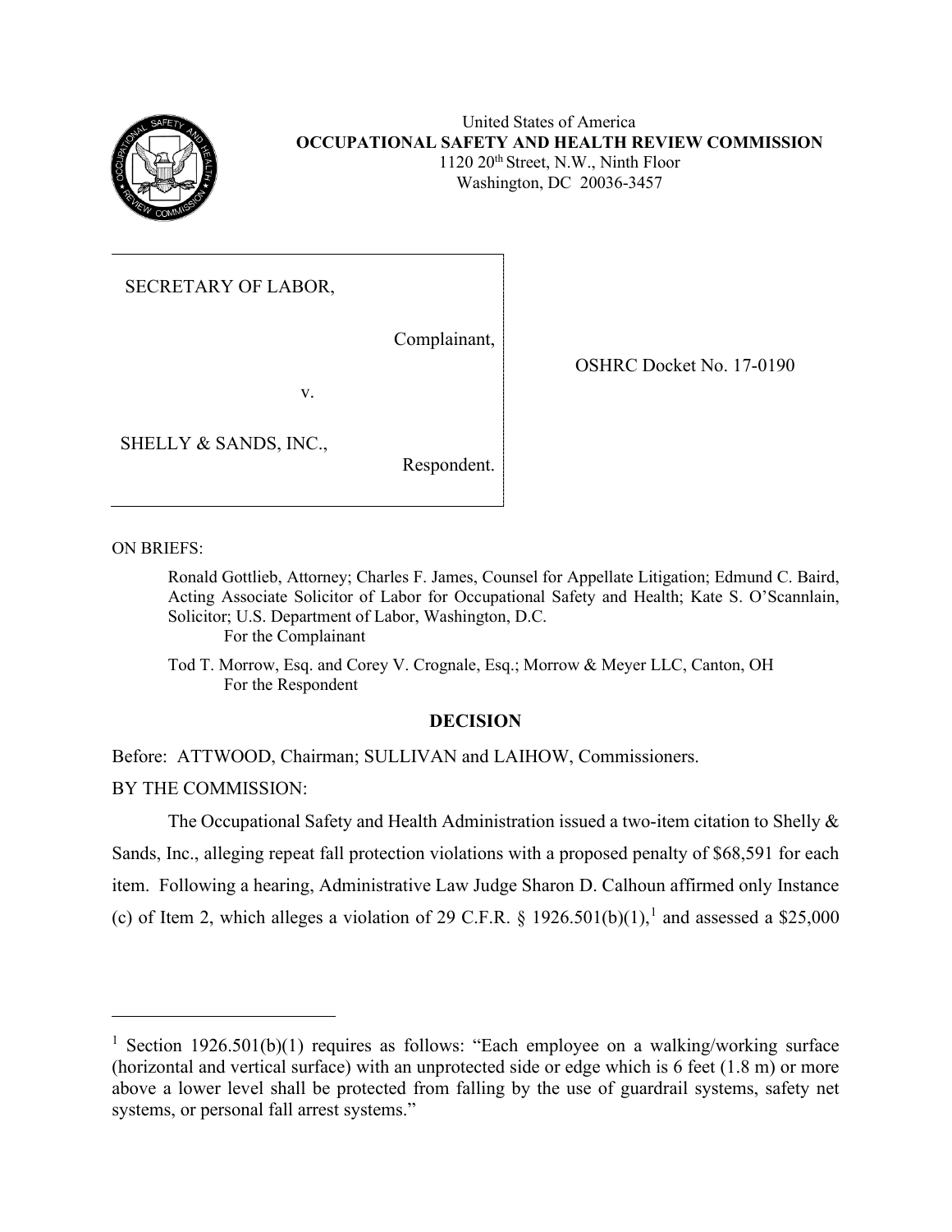United States of America
**OCCUPATIONAL SAFETY AND HEALTH REVIEW COMMISSION**
1120 20th Street, N.W., Ninth Floor
Washington, DC 20036-3457

SECRETARY OF LABOR,

Complainant,

v.

SHELLY & SANDS, INC.,

Respondent.

OSHRC Docket No. 17-0190

ON BRIEFS:

Ronald Gottlieb, Attorney; Charles F. James, Counsel for Appellate Litigation; Edmund C. Baird, Acting Associate Solicitor of Labor for Occupational Safety and Health; Kate S. O'Scannlain, Solicitor; U.S. Department of Labor, Washington, D.C.
For the Complainant

Tod T. Morrow, Esq. and Corey V. Crognale, Esq.; Morrow & Meyer LLC, Canton, OH
For the Respondent

## DECISION

Before: ATTWOOD, Chairman; SULLIVAN and LAIHOW, Commissioners.

BY THE COMMISSION:

The Occupational Safety and Health Administration issued a two-item citation to Shelly & Sands, Inc., alleging repeat fall protection violations with a proposed penalty of $68,591 for each item. Following a hearing, Administrative Law Judge Sharon D. Calhoun affirmed only Instance (c) of Item 2, which alleges a violation of 29 C.F.R. § 1926.501(b)(1),[1] and assessed a $25,000

[1] Section 1926.501(b)(1) requires as follows: "Each employee on a walking/working surface (horizontal and vertical surface) with an unprotected side or edge which is 6 feet (1.8 m) or more above a lower level shall be protected from falling by the use of guardrail systems, safety net systems, or personal fall arrest systems."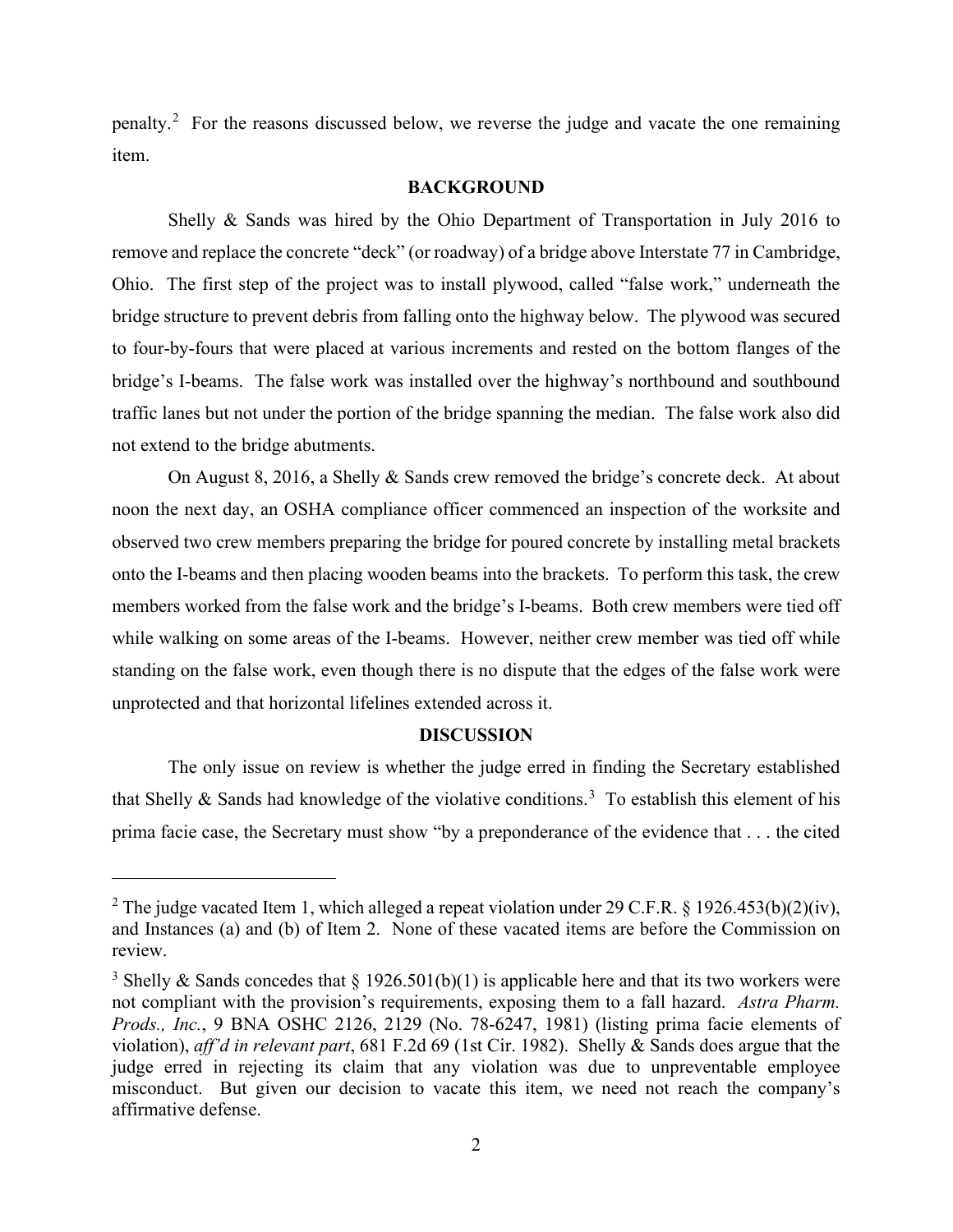penalty.[2] For the reasons discussed below, we reverse the judge and vacate the one remaining item.

## BACKGROUND

Shelly & Sands was hired by the Ohio Department of Transportation in July 2016 to remove and replace the concrete "deck" (or roadway) of a bridge above Interstate 77 in Cambridge, Ohio. The first step of the project was to install plywood, called "false work," underneath the bridge structure to prevent debris from falling onto the highway below. The plywood was secured to four-by-fours that were placed at various increments and rested on the bottom flanges of the bridge's I-beams. The false work was installed over the highway's northbound and southbound traffic lanes but not under the portion of the bridge spanning the median. The false work also did not extend to the bridge abutments.

On August 8, 2016, a Shelly & Sands crew removed the bridge's concrete deck. At about noon the next day, an OSHA compliance officer commenced an inspection of the worksite and observed two crew members preparing the bridge for poured concrete by installing metal brackets onto the I-beams and then placing wooden beams into the brackets. To perform this task, the crew members worked from the false work and the bridge's I-beams. Both crew members were tied off while walking on some areas of the I-beams. However, neither crew member was tied off while standing on the false work, even though there is no dispute that the edges of the false work were unprotected and that horizontal lifelines extended across it.

## DISCUSSION

The only issue on review is whether the judge erred in finding the Secretary established that Shelly & Sands had knowledge of the violative conditions.[3] To establish this element of his prima facie case, the Secretary must show "by a preponderance of the evidence that . . . the cited

---

[2] The judge vacated Item 1, which alleged a repeat violation under 29 C.F.R. § 1926.453(b)(2)(iv), and Instances (a) and (b) of Item 2. None of these vacated items are before the Commission on review.

[3] Shelly & Sands concedes that § 1926.501(b)(1) is applicable here and that its two workers were not compliant with the provision's requirements, exposing them to a fall hazard. *Astra Pharm. Prods., Inc.*, 9 BNA OSHC 2126, 2129 (No. 78-6247, 1981) (listing prima facie elements of violation), *aff'd in relevant part*, 681 F.2d 69 (1st Cir. 1982). Shelly & Sands does argue that the judge erred in rejecting its claim that any violation was due to unpreventable employee misconduct. But given our decision to vacate this item, we need not reach the company's affirmative defense.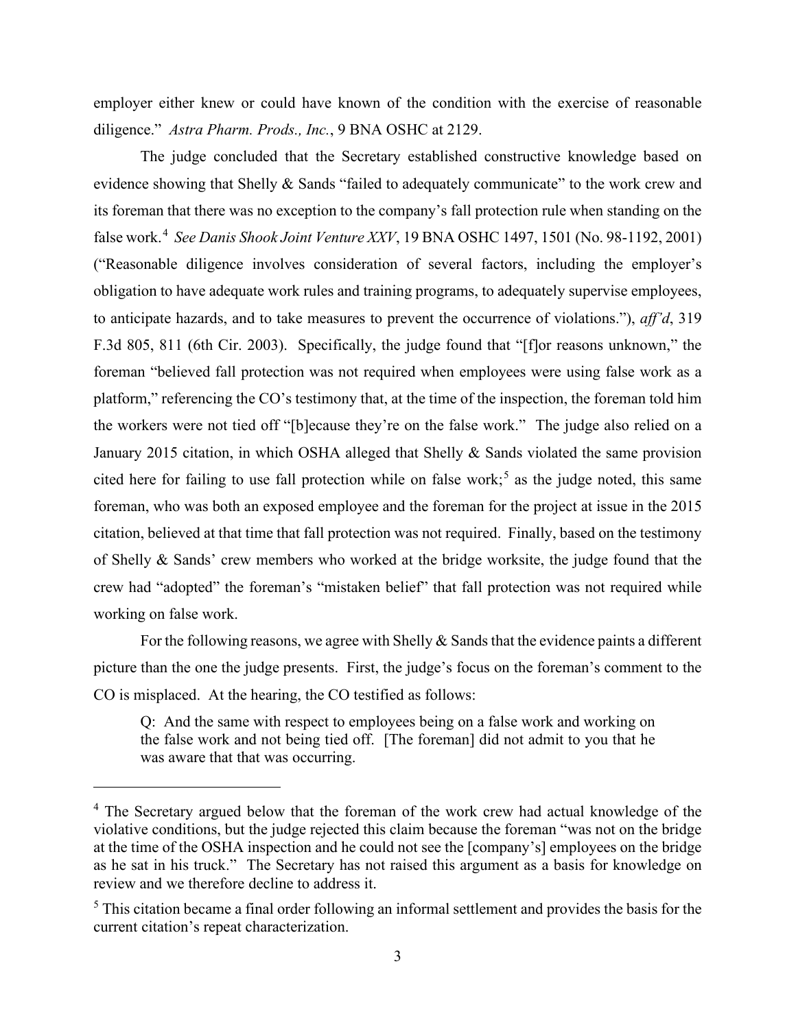employer either knew or could have known of the condition with the exercise of reasonable diligence." *Astra Pharm. Prods., Inc.*, 9 BNA OSHC at 2129.

The judge concluded that the Secretary established constructive knowledge based on evidence showing that Shelly & Sands "failed to adequately communicate" to the work crew and its foreman that there was no exception to the company's fall protection rule when standing on the false work.[4] *See Danis Shook Joint Venture XXV*, 19 BNA OSHC 1497, 1501 (No. 98-1192, 2001) ("Reasonable diligence involves consideration of several factors, including the employer's obligation to have adequate work rules and training programs, to adequately supervise employees, to anticipate hazards, and to take measures to prevent the occurrence of violations."), *aff'd*, 319 F.3d 805, 811 (6th Cir. 2003). Specifically, the judge found that "[f]or reasons unknown," the foreman "believed fall protection was not required when employees were using false work as a platform," referencing the CO's testimony that, at the time of the inspection, the foreman told him the workers were not tied off "[b]ecause they're on the false work." The judge also relied on a January 2015 citation, in which OSHA alleged that Shelly & Sands violated the same provision cited here for failing to use fall protection while on false work;[5] as the judge noted, this same foreman, who was both an exposed employee and the foreman for the project at issue in the 2015 citation, believed at that time that fall protection was not required. Finally, based on the testimony of Shelly & Sands' crew members who worked at the bridge worksite, the judge found that the crew had "adopted" the foreman's "mistaken belief" that fall protection was not required while working on false work.

For the following reasons, we agree with Shelly & Sands that the evidence paints a different picture than the one the judge presents. First, the judge's focus on the foreman's comment to the CO is misplaced. At the hearing, the CO testified as follows:

> Q: And the same with respect to employees being on a false work and working on the false work and not being tied off. [The foreman] did not admit to you that he was aware that that was occurring.

---

[4] The Secretary argued below that the foreman of the work crew had actual knowledge of the violative conditions, but the judge rejected this claim because the foreman "was not on the bridge at the time of the OSHA inspection and he could not see the [company's] employees on the bridge as he sat in his truck." The Secretary has not raised this argument as a basis for knowledge on review and we therefore decline to address it.

[5] This citation became a final order following an informal settlement and provides the basis for the current citation's repeat characterization.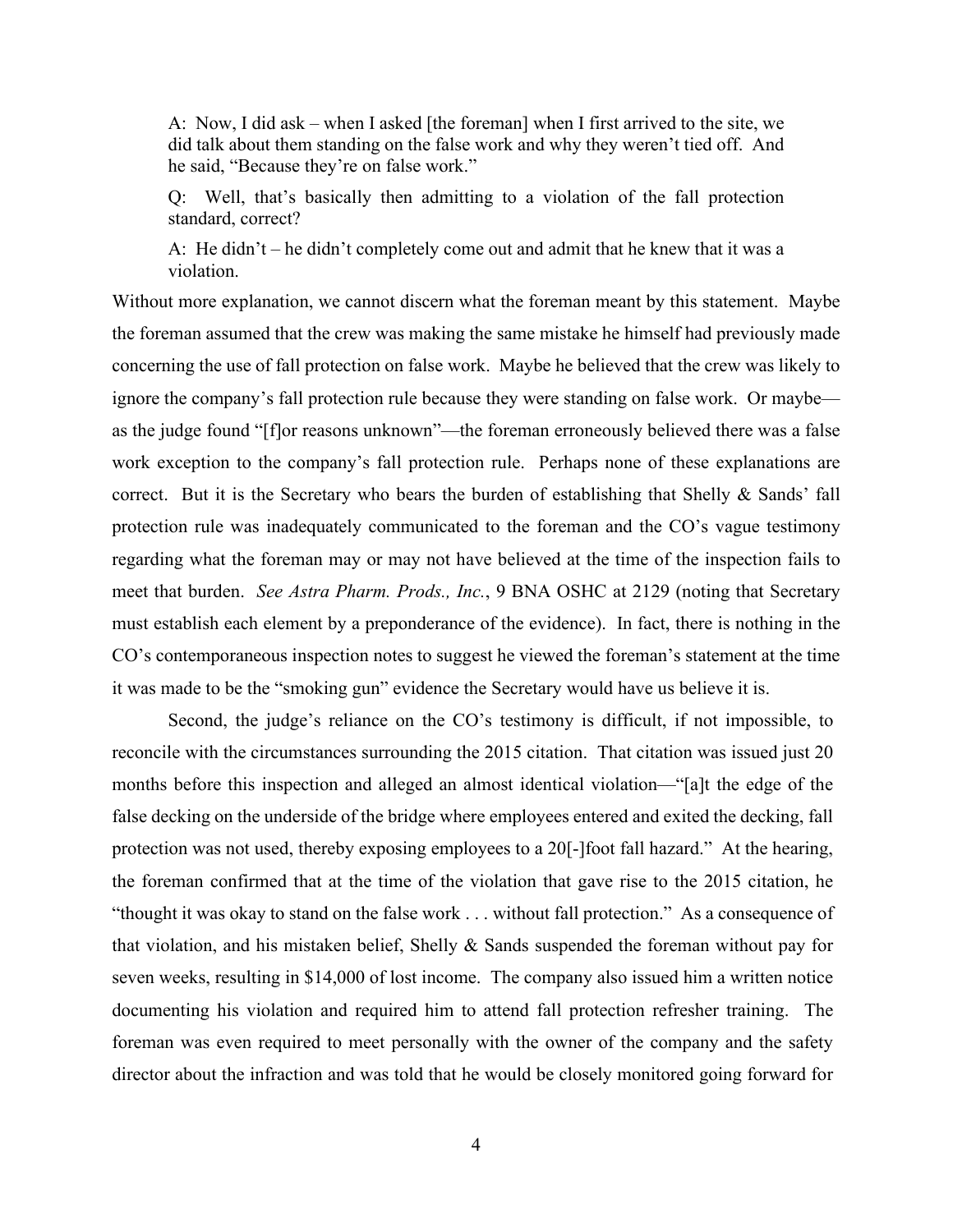> A: Now, I did ask – when I asked [the foreman] when I first arrived to the site, we did talk about them standing on the false work and why they weren't tied off. And he said, "Because they're on false work."
>
> Q: Well, that's basically then admitting to a violation of the fall protection standard, correct?
>
> A: He didn't – he didn't completely come out and admit that he knew that it was a violation.

Without more explanation, we cannot discern what the foreman meant by this statement. Maybe the foreman assumed that the crew was making the same mistake he himself had previously made concerning the use of fall protection on false work. Maybe he believed that the crew was likely to ignore the company's fall protection rule because they were standing on false work. Or maybe—as the judge found "[f]or reasons unknown"—the foreman erroneously believed there was a false work exception to the company's fall protection rule. Perhaps none of these explanations are correct. But it is the Secretary who bears the burden of establishing that Shelly & Sands' fall protection rule was inadequately communicated to the foreman and the CO's vague testimony regarding what the foreman may or may not have believed at the time of the inspection fails to meet that burden. *See Astra Pharm. Prods., Inc.*, 9 BNA OSHC at 2129 (noting that Secretary must establish each element by a preponderance of the evidence). In fact, there is nothing in the CO's contemporaneous inspection notes to suggest he viewed the foreman's statement at the time it was made to be the "smoking gun" evidence the Secretary would have us believe it is.

Second, the judge's reliance on the CO's testimony is difficult, if not impossible, to reconcile with the circumstances surrounding the 2015 citation. That citation was issued just 20 months before this inspection and alleged an almost identical violation—"[a]t the edge of the false decking on the underside of the bridge where employees entered and exited the decking, fall protection was not used, thereby exposing employees to a 20[-]foot fall hazard." At the hearing, the foreman confirmed that at the time of the violation that gave rise to the 2015 citation, he "thought it was okay to stand on the false work . . . without fall protection." As a consequence of that violation, and his mistaken belief, Shelly & Sands suspended the foreman without pay for seven weeks, resulting in $14,000 of lost income. The company also issued him a written notice documenting his violation and required him to attend fall protection refresher training. The foreman was even required to meet personally with the owner of the company and the safety director about the infraction and was told that he would be closely monitored going forward for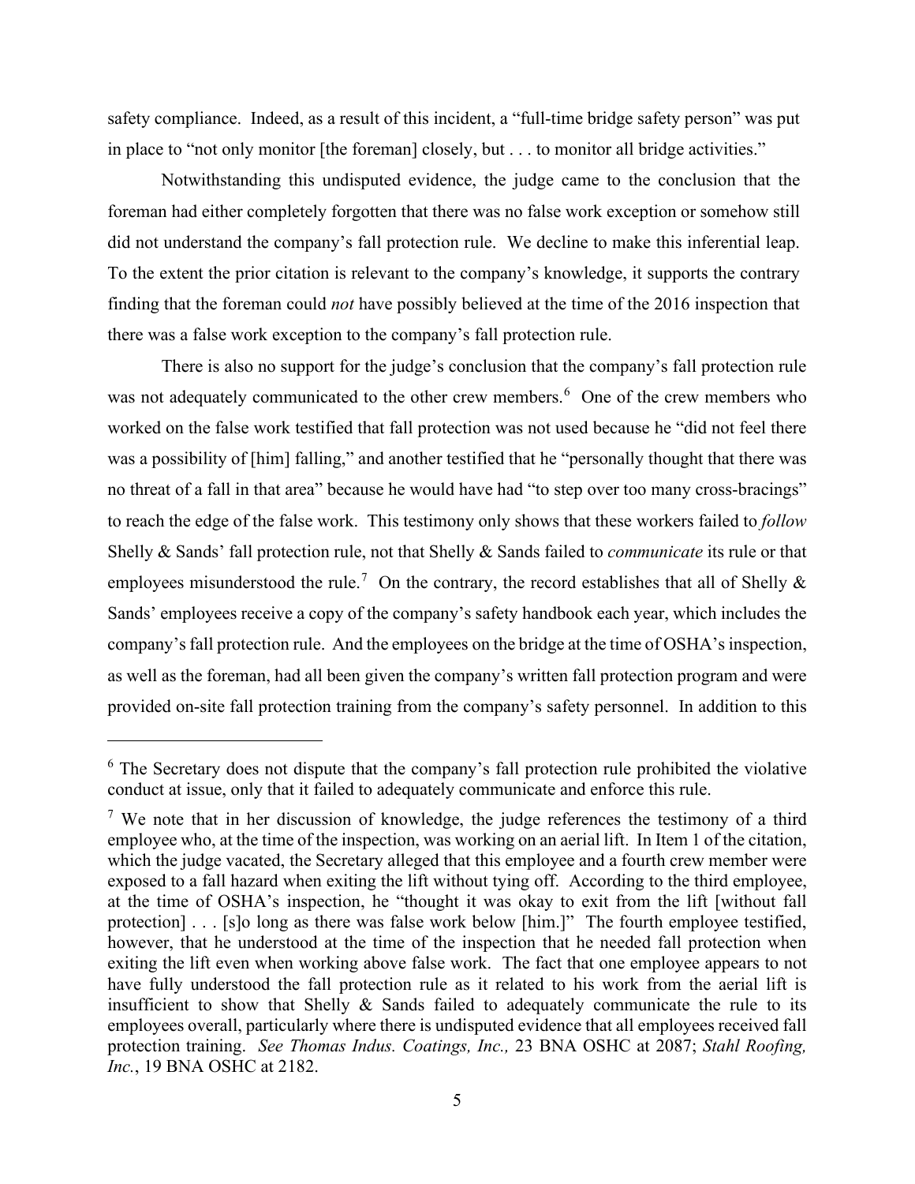safety compliance. Indeed, as a result of this incident, a "full-time bridge safety person" was put in place to "not only monitor [the foreman] closely, but . . . to monitor all bridge activities."

Notwithstanding this undisputed evidence, the judge came to the conclusion that the foreman had either completely forgotten that there was no false work exception or somehow still did not understand the company's fall protection rule. We decline to make this inferential leap. To the extent the prior citation is relevant to the company's knowledge, it supports the contrary finding that the foreman could *not* have possibly believed at the time of the 2016 inspection that there was a false work exception to the company's fall protection rule.

There is also no support for the judge's conclusion that the company's fall protection rule was not adequately communicated to the other crew members.[6] One of the crew members who worked on the false work testified that fall protection was not used because he "did not feel there was a possibility of [him] falling," and another testified that he "personally thought that there was no threat of a fall in that area" because he would have had "to step over too many cross-bracings" to reach the edge of the false work. This testimony only shows that these workers failed to *follow* Shelly & Sands' fall protection rule, not that Shelly & Sands failed to *communicate* its rule or that employees misunderstood the rule.[7] On the contrary, the record establishes that all of Shelly & Sands' employees receive a copy of the company's safety handbook each year, which includes the company's fall protection rule. And the employees on the bridge at the time of OSHA's inspection, as well as the foreman, had all been given the company's written fall protection program and were provided on-site fall protection training from the company's safety personnel. In addition to this

[6] The Secretary does not dispute that the company's fall protection rule prohibited the violative conduct at issue, only that it failed to adequately communicate and enforce this rule.

[7] We note that in her discussion of knowledge, the judge references the testimony of a third employee who, at the time of the inspection, was working on an aerial lift. In Item 1 of the citation, which the judge vacated, the Secretary alleged that this employee and a fourth crew member were exposed to a fall hazard when exiting the lift without tying off. According to the third employee, at the time of OSHA's inspection, he "thought it was okay to exit from the lift [without fall protection] . . . [s]o long as there was false work below [him.]" The fourth employee testified, however, that he understood at the time of the inspection that he needed fall protection when exiting the lift even when working above false work. The fact that one employee appears to not have fully understood the fall protection rule as it related to his work from the aerial lift is insufficient to show that Shelly & Sands failed to adequately communicate the rule to its employees overall, particularly where there is undisputed evidence that all employees received fall protection training. *See Thomas Indus. Coatings, Inc.,* 23 BNA OSHC at 2087; *Stahl Roofing, Inc.*, 19 BNA OSHC at 2182.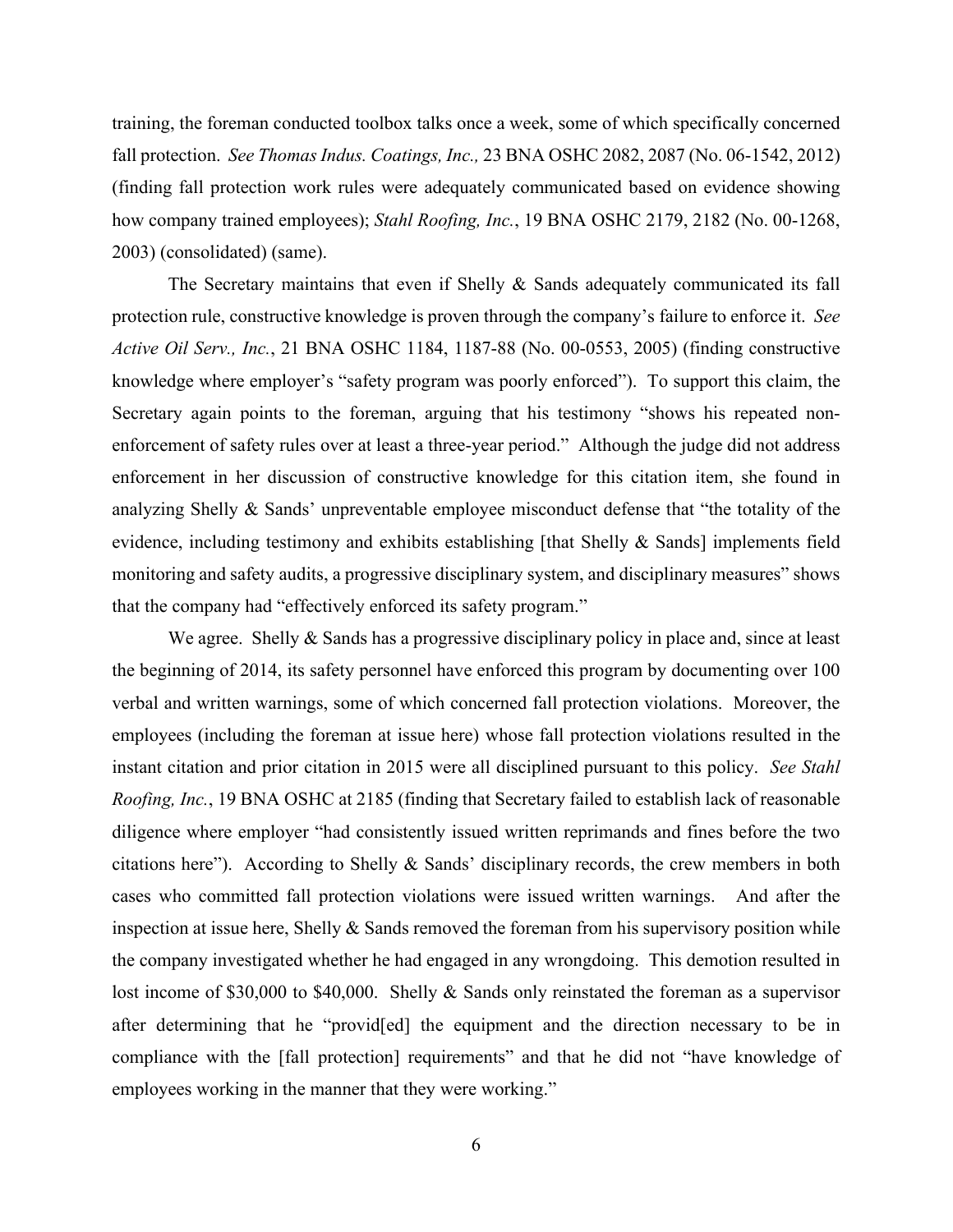training, the foreman conducted toolbox talks once a week, some of which specifically concerned fall protection. *See Thomas Indus. Coatings, Inc.,* 23 BNA OSHC 2082, 2087 (No. 06-1542, 2012) (finding fall protection work rules were adequately communicated based on evidence showing how company trained employees); *Stahl Roofing, Inc.*, 19 BNA OSHC 2179, 2182 (No. 00-1268, 2003) (consolidated) (same).

The Secretary maintains that even if Shelly & Sands adequately communicated its fall protection rule, constructive knowledge is proven through the company's failure to enforce it. *See Active Oil Serv., Inc.*, 21 BNA OSHC 1184, 1187-88 (No. 00-0553, 2005) (finding constructive knowledge where employer's "safety program was poorly enforced"). To support this claim, the Secretary again points to the foreman, arguing that his testimony "shows his repeated non-enforcement of safety rules over at least a three-year period." Although the judge did not address enforcement in her discussion of constructive knowledge for this citation item, she found in analyzing Shelly & Sands' unpreventable employee misconduct defense that "the totality of the evidence, including testimony and exhibits establishing [that Shelly & Sands] implements field monitoring and safety audits, a progressive disciplinary system, and disciplinary measures" shows that the company had "effectively enforced its safety program."

We agree. Shelly & Sands has a progressive disciplinary policy in place and, since at least the beginning of 2014, its safety personnel have enforced this program by documenting over 100 verbal and written warnings, some of which concerned fall protection violations. Moreover, the employees (including the foreman at issue here) whose fall protection violations resulted in the instant citation and prior citation in 2015 were all disciplined pursuant to this policy. *See Stahl Roofing, Inc.*, 19 BNA OSHC at 2185 (finding that Secretary failed to establish lack of reasonable diligence where employer "had consistently issued written reprimands and fines before the two citations here"). According to Shelly & Sands' disciplinary records, the crew members in both cases who committed fall protection violations were issued written warnings. And after the inspection at issue here, Shelly & Sands removed the foreman from his supervisory position while the company investigated whether he had engaged in any wrongdoing. This demotion resulted in lost income of $30,000 to $40,000. Shelly & Sands only reinstated the foreman as a supervisor after determining that he "provid[ed] the equipment and the direction necessary to be in compliance with the [fall protection] requirements" and that he did not "have knowledge of employees working in the manner that they were working."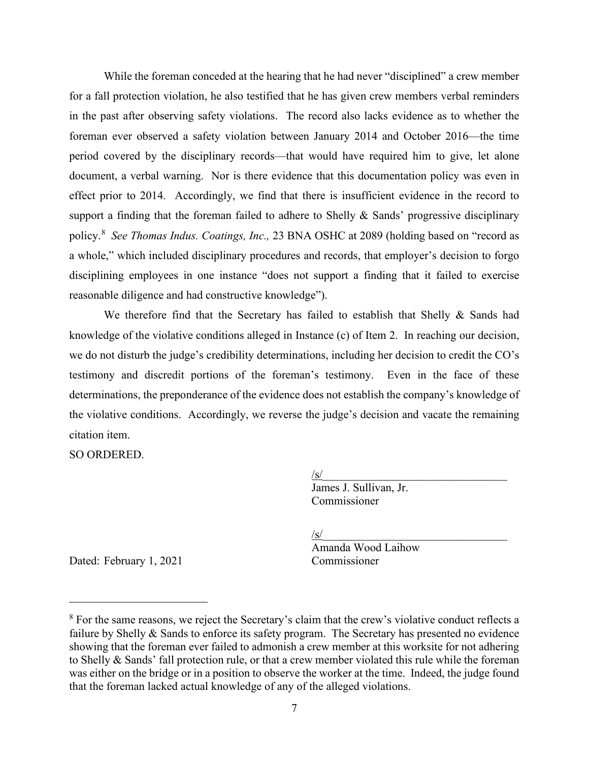While the foreman conceded at the hearing that he had never "disciplined" a crew member for a fall protection violation, he also testified that he has given crew members verbal reminders in the past after observing safety violations. The record also lacks evidence as to whether the foreman ever observed a safety violation between January 2014 and October 2016—the time period covered by the disciplinary records—that would have required him to give, let alone document, a verbal warning. Nor is there evidence that this documentation policy was even in effect prior to 2014. Accordingly, we find that there is insufficient evidence in the record to support a finding that the foreman failed to adhere to Shelly & Sands' progressive disciplinary policy.[8] *See Thomas Indus. Coatings, Inc.,* 23 BNA OSHC at 2089 (holding based on "record as a whole," which included disciplinary procedures and records, that employer's decision to forgo disciplining employees in one instance "does not support a finding that it failed to exercise reasonable diligence and had constructive knowledge").

We therefore find that the Secretary has failed to establish that Shelly & Sands had knowledge of the violative conditions alleged in Instance (c) of Item 2. In reaching our decision, we do not disturb the judge's credibility determinations, including her decision to credit the CO's testimony and discredit portions of the foreman's testimony. Even in the face of these determinations, the preponderance of the evidence does not establish the company's knowledge of the violative conditions. Accordingly, we reverse the judge's decision and vacate the remaining citation item.

SO ORDERED.

/s/
James J. Sullivan, Jr.
Commissioner

/s/
Amanda Wood Laihow
Commissioner

Dated: February 1, 2021

---

[8] For the same reasons, we reject the Secretary's claim that the crew's violative conduct reflects a failure by Shelly & Sands to enforce its safety program. The Secretary has presented no evidence showing that the foreman ever failed to admonish a crew member at this worksite for not adhering to Shelly & Sands' fall protection rule, or that a crew member violated this rule while the foreman was either on the bridge or in a position to observe the worker at the time. Indeed, the judge found that the foreman lacked actual knowledge of any of the alleged violations.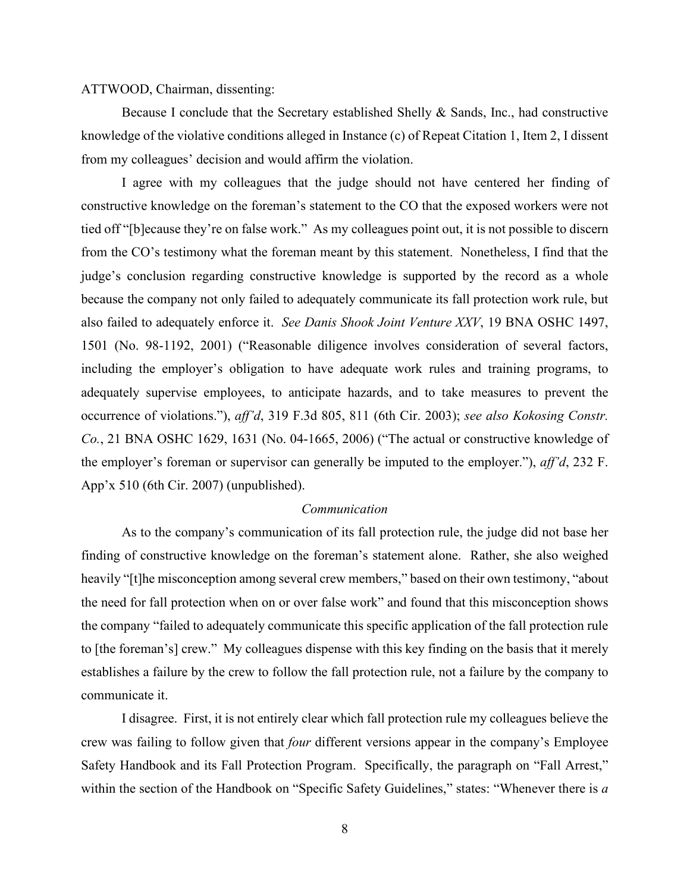ATTWOOD, Chairman, dissenting:

Because I conclude that the Secretary established Shelly & Sands, Inc., had constructive knowledge of the violative conditions alleged in Instance (c) of Repeat Citation 1, Item 2, I dissent from my colleagues' decision and would affirm the violation.

I agree with my colleagues that the judge should not have centered her finding of constructive knowledge on the foreman's statement to the CO that the exposed workers were not tied off "[b]ecause they're on false work." As my colleagues point out, it is not possible to discern from the CO's testimony what the foreman meant by this statement. Nonetheless, I find that the judge's conclusion regarding constructive knowledge is supported by the record as a whole because the company not only failed to adequately communicate its fall protection work rule, but also failed to adequately enforce it. *See Danis Shook Joint Venture XXV*, 19 BNA OSHC 1497, 1501 (No. 98-1192, 2001) ("Reasonable diligence involves consideration of several factors, including the employer's obligation to have adequate work rules and training programs, to adequately supervise employees, to anticipate hazards, and to take measures to prevent the occurrence of violations."), *aff'd*, 319 F.3d 805, 811 (6th Cir. 2003); *see also Kokosing Constr. Co.*, 21 BNA OSHC 1629, 1631 (No. 04-1665, 2006) ("The actual or constructive knowledge of the employer's foreman or supervisor can generally be imputed to the employer."), *aff'd*, 232 F. App'x 510 (6th Cir. 2007) (unpublished).

*Communication*

As to the company's communication of its fall protection rule, the judge did not base her finding of constructive knowledge on the foreman's statement alone. Rather, she also weighed heavily "[t]he misconception among several crew members," based on their own testimony, "about the need for fall protection when on or over false work" and found that this misconception shows the company "failed to adequately communicate this specific application of the fall protection rule to [the foreman's] crew." My colleagues dispense with this key finding on the basis that it merely establishes a failure by the crew to follow the fall protection rule, not a failure by the company to communicate it.

I disagree. First, it is not entirely clear which fall protection rule my colleagues believe the crew was failing to follow given that *four* different versions appear in the company's Employee Safety Handbook and its Fall Protection Program. Specifically, the paragraph on "Fall Arrest," within the section of the Handbook on "Specific Safety Guidelines," states: "Whenever there is *a*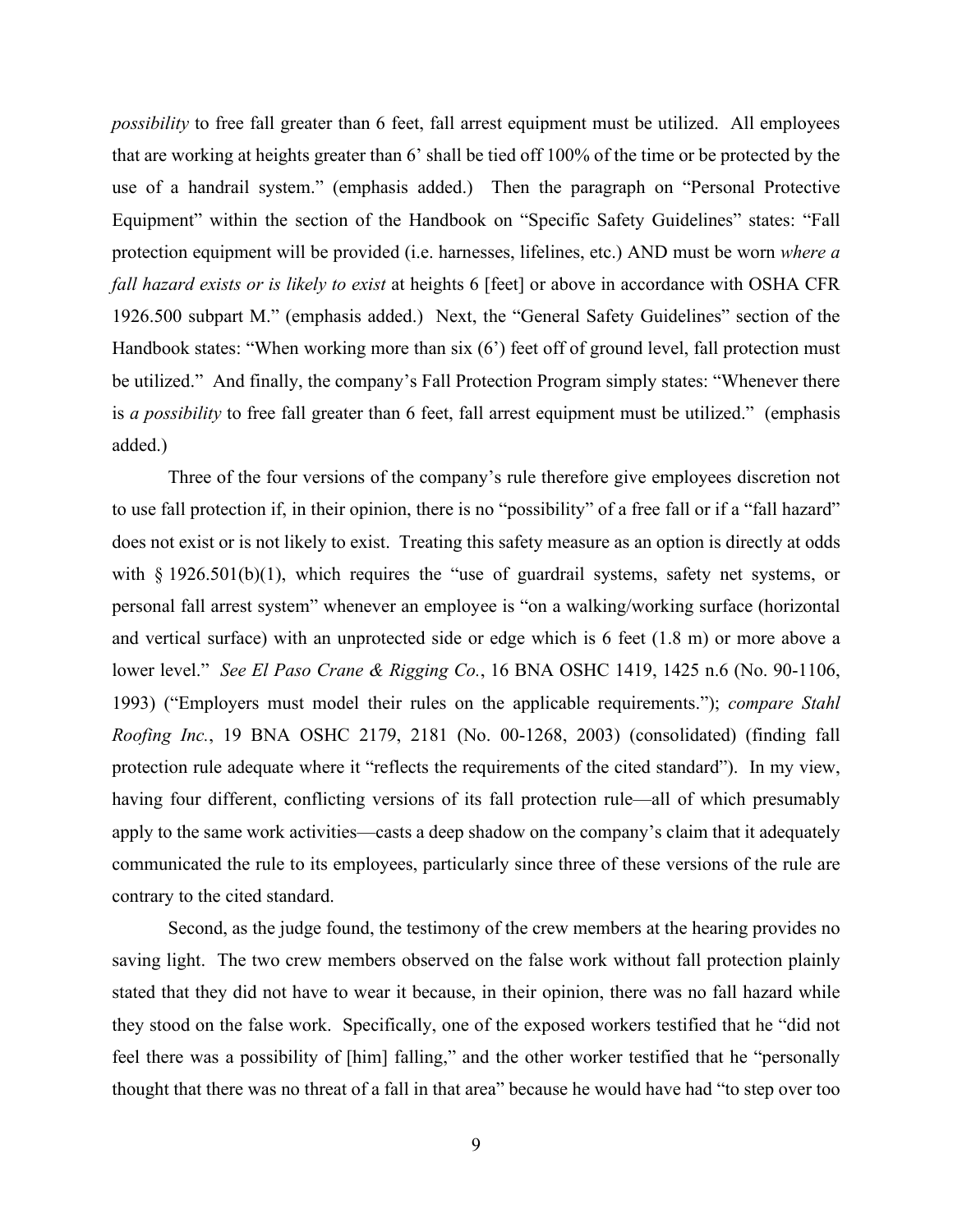*possibility* to free fall greater than 6 feet, fall arrest equipment must be utilized. All employees that are working at heights greater than 6' shall be tied off 100% of the time or be protected by the use of a handrail system." (emphasis added.) Then the paragraph on "Personal Protective Equipment" within the section of the Handbook on "Specific Safety Guidelines" states: "Fall protection equipment will be provided (i.e. harnesses, lifelines, etc.) AND must be worn *where a fall hazard exists or is likely to exist* at heights 6 [feet] or above in accordance with OSHA CFR 1926.500 subpart M." (emphasis added.) Next, the "General Safety Guidelines" section of the Handbook states: "When working more than six (6') feet off of ground level, fall protection must be utilized." And finally, the company's Fall Protection Program simply states: "Whenever there is *a possibility* to free fall greater than 6 feet, fall arrest equipment must be utilized." (emphasis added.)

Three of the four versions of the company's rule therefore give employees discretion not to use fall protection if, in their opinion, there is no "possibility" of a free fall or if a "fall hazard" does not exist or is not likely to exist. Treating this safety measure as an option is directly at odds with § 1926.501(b)(1), which requires the "use of guardrail systems, safety net systems, or personal fall arrest system" whenever an employee is "on a walking/working surface (horizontal and vertical surface) with an unprotected side or edge which is 6 feet (1.8 m) or more above a lower level." *See El Paso Crane & Rigging Co.*, 16 BNA OSHC 1419, 1425 n.6 (No. 90-1106, 1993) ("Employers must model their rules on the applicable requirements."); *compare Stahl Roofing Inc.*, 19 BNA OSHC 2179, 2181 (No. 00-1268, 2003) (consolidated) (finding fall protection rule adequate where it "reflects the requirements of the cited standard"). In my view, having four different, conflicting versions of its fall protection rule—all of which presumably apply to the same work activities—casts a deep shadow on the company's claim that it adequately communicated the rule to its employees, particularly since three of these versions of the rule are contrary to the cited standard.

Second, as the judge found, the testimony of the crew members at the hearing provides no saving light. The two crew members observed on the false work without fall protection plainly stated that they did not have to wear it because, in their opinion, there was no fall hazard while they stood on the false work. Specifically, one of the exposed workers testified that he "did not feel there was a possibility of [him] falling," and the other worker testified that he "personally thought that there was no threat of a fall in that area" because he would have had "to step over too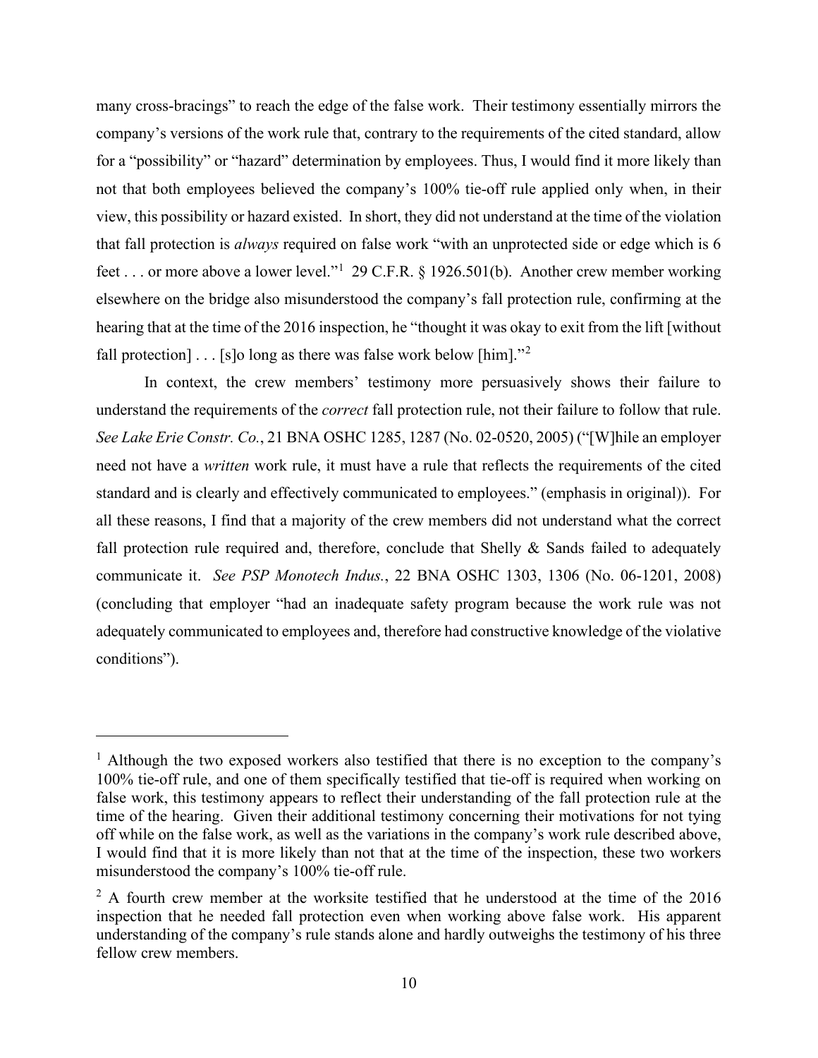many cross-bracings" to reach the edge of the false work. Their testimony essentially mirrors the company's versions of the work rule that, contrary to the requirements of the cited standard, allow for a "possibility" or "hazard" determination by employees. Thus, I would find it more likely than not that both employees believed the company's 100% tie-off rule applied only when, in their view, this possibility or hazard existed. In short, they did not understand at the time of the violation that fall protection is *always* required on false work "with an unprotected side or edge which is 6 feet . . . or more above a lower level."[1] 29 C.F.R. § 1926.501(b). Another crew member working elsewhere on the bridge also misunderstood the company's fall protection rule, confirming at the hearing that at the time of the 2016 inspection, he "thought it was okay to exit from the lift [without fall protection] . . . [s]o long as there was false work below [him]."[2]

In context, the crew members' testimony more persuasively shows their failure to understand the requirements of the *correct* fall protection rule, not their failure to follow that rule. *See Lake Erie Constr. Co.*, 21 BNA OSHC 1285, 1287 (No. 02-0520, 2005) ("[W]hile an employer need not have a *written* work rule, it must have a rule that reflects the requirements of the cited standard and is clearly and effectively communicated to employees." (emphasis in original)). For all these reasons, I find that a majority of the crew members did not understand what the correct fall protection rule required and, therefore, conclude that Shelly & Sands failed to adequately communicate it. *See PSP Monotech Indus.*, 22 BNA OSHC 1303, 1306 (No. 06-1201, 2008) (concluding that employer "had an inadequate safety program because the work rule was not adequately communicated to employees and, therefore had constructive knowledge of the violative conditions").

---

[1] Although the two exposed workers also testified that there is no exception to the company's 100% tie-off rule, and one of them specifically testified that tie-off is required when working on false work, this testimony appears to reflect their understanding of the fall protection rule at the time of the hearing. Given their additional testimony concerning their motivations for not tying off while on the false work, as well as the variations in the company's work rule described above, I would find that it is more likely than not that at the time of the inspection, these two workers misunderstood the company's 100% tie-off rule.

[2] A fourth crew member at the worksite testified that he understood at the time of the 2016 inspection that he needed fall protection even when working above false work. His apparent understanding of the company's rule stands alone and hardly outweighs the testimony of his three fellow crew members.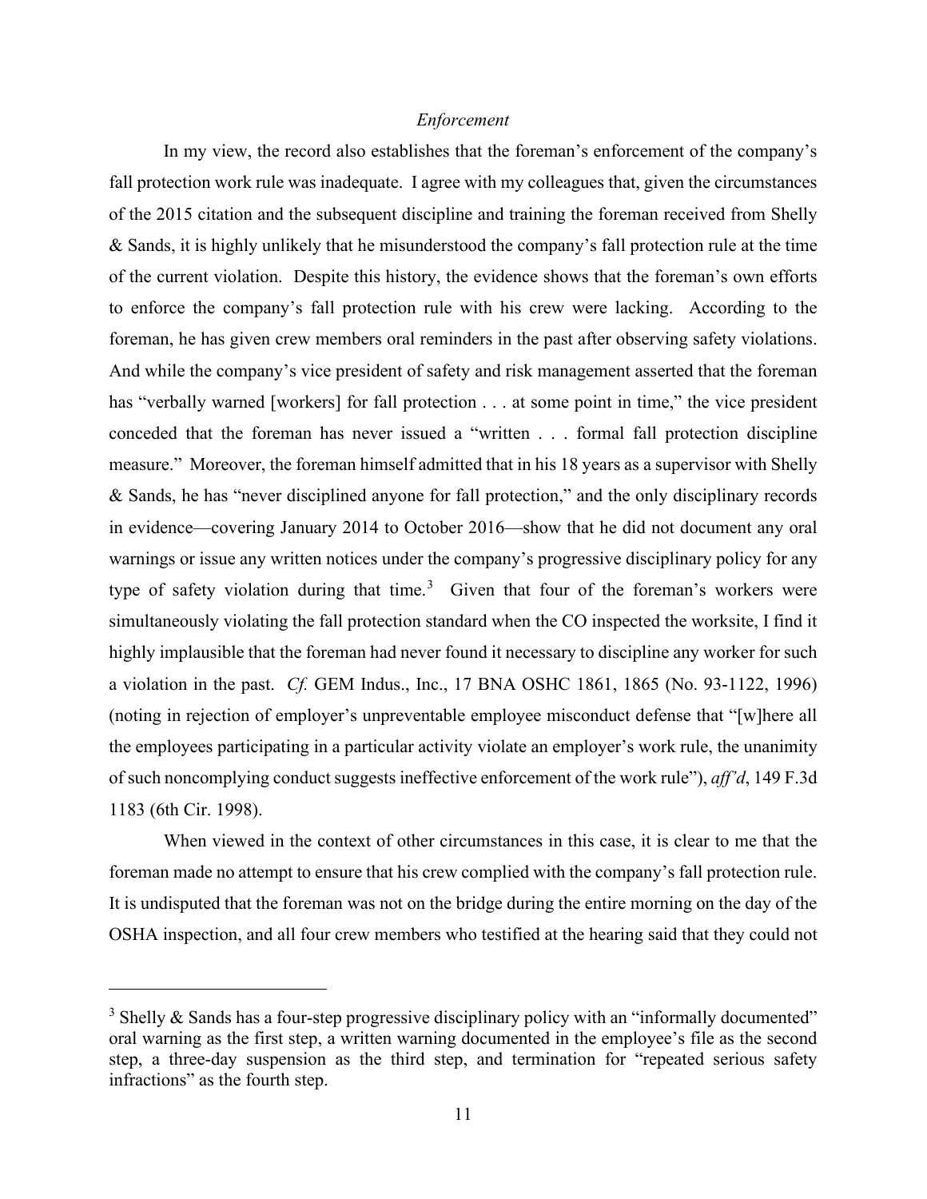*Enforcement*

In my view, the record also establishes that the foreman's enforcement of the company's fall protection work rule was inadequate. I agree with my colleagues that, given the circumstances of the 2015 citation and the subsequent discipline and training the foreman received from Shelly & Sands, it is highly unlikely that he misunderstood the company's fall protection rule at the time of the current violation. Despite this history, the evidence shows that the foreman's own efforts to enforce the company's fall protection rule with his crew were lacking. According to the foreman, he has given crew members oral reminders in the past after observing safety violations. And while the company's vice president of safety and risk management asserted that the foreman has "verbally warned [workers] for fall protection . . . at some point in time," the vice president conceded that the foreman has never issued a "written . . . formal fall protection discipline measure." Moreover, the foreman himself admitted that in his 18 years as a supervisor with Shelly & Sands, he has "never disciplined anyone for fall protection," and the only disciplinary records in evidence—covering January 2014 to October 2016—show that he did not document any oral warnings or issue any written notices under the company's progressive disciplinary policy for any type of safety violation during that time.[3] Given that four of the foreman's workers were simultaneously violating the fall protection standard when the CO inspected the worksite, I find it highly implausible that the foreman had never found it necessary to discipline any worker for such a violation in the past. *Cf.* GEM Indus., Inc., 17 BNA OSHC 1861, 1865 (No. 93-1122, 1996) (noting in rejection of employer's unpreventable employee misconduct defense that "[w]here all the employees participating in a particular activity violate an employer's work rule, the unanimity of such noncomplying conduct suggests ineffective enforcement of the work rule"), *aff'd*, 149 F.3d 1183 (6th Cir. 1998).

When viewed in the context of other circumstances in this case, it is clear to me that the foreman made no attempt to ensure that his crew complied with the company's fall protection rule. It is undisputed that the foreman was not on the bridge during the entire morning on the day of the OSHA inspection, and all four crew members who testified at the hearing said that they could not

[3] Shelly & Sands has a four-step progressive disciplinary policy with an "informally documented" oral warning as the first step, a written warning documented in the employee's file as the second step, a three-day suspension as the third step, and termination for "repeated serious safety infractions" as the fourth step.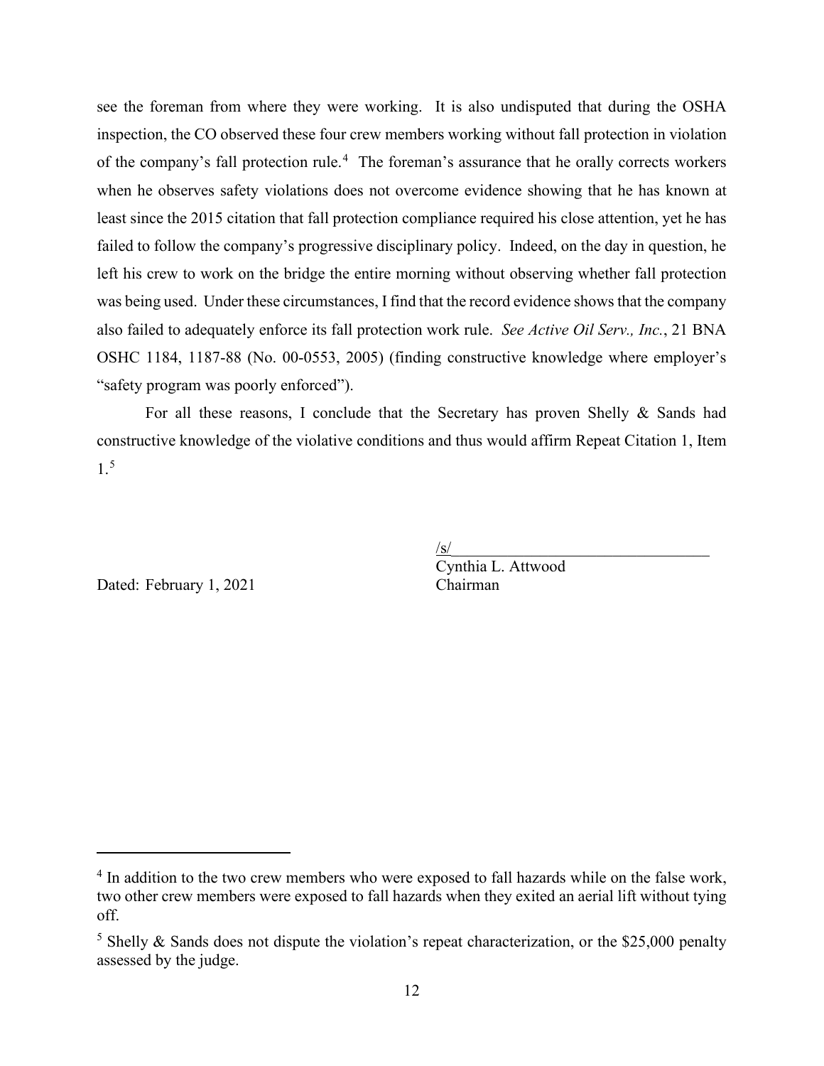see the foreman from where they were working. It is also undisputed that during the OSHA inspection, the CO observed these four crew members working without fall protection in violation of the company's fall protection rule.[4] The foreman's assurance that he orally corrects workers when he observes safety violations does not overcome evidence showing that he has known at least since the 2015 citation that fall protection compliance required his close attention, yet he has failed to follow the company's progressive disciplinary policy. Indeed, on the day in question, he left his crew to work on the bridge the entire morning without observing whether fall protection was being used. Under these circumstances, I find that the record evidence shows that the company also failed to adequately enforce its fall protection work rule. *See Active Oil Serv., Inc.*, 21 BNA OSHC 1184, 1187-88 (No. 00-0553, 2005) (finding constructive knowledge where employer's "safety program was poorly enforced").

For all these reasons, I conclude that the Secretary has proven Shelly & Sands had constructive knowledge of the violative conditions and thus would affirm Repeat Citation 1, Item 1.[5]

/s/
Cynthia L. Attwood
Chairman

Dated: February 1, 2021

---

[4] In addition to the two crew members who were exposed to fall hazards while on the false work, two other crew members were exposed to fall hazards when they exited an aerial lift without tying off.

[5] Shelly & Sands does not dispute the violation's repeat characterization, or the $25,000 penalty assessed by the judge.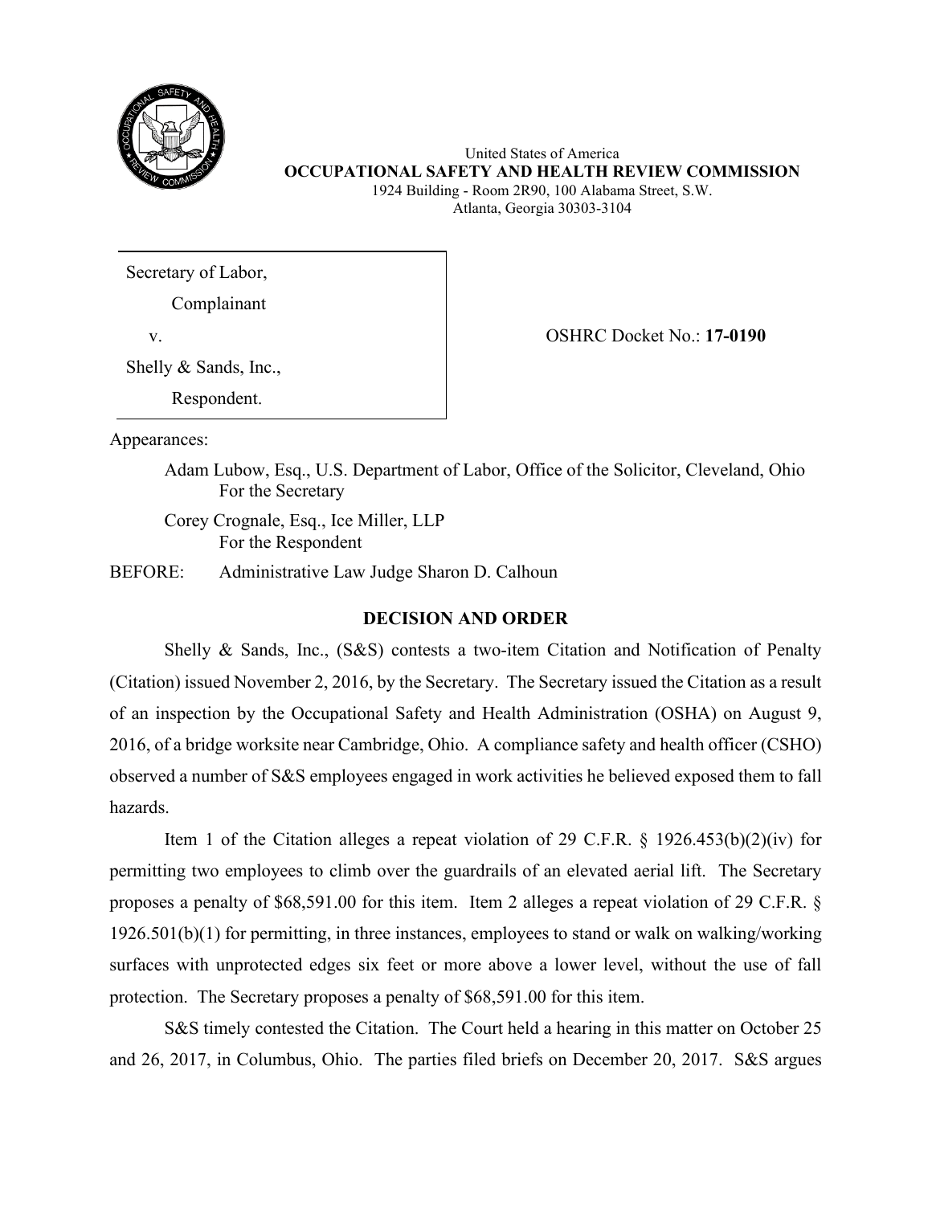United States of America
**OCCUPATIONAL SAFETY AND HEALTH REVIEW COMMISSION**
1924 Building - Room 2R90, 100 Alabama Street, S.W.
Atlanta, Georgia 30303-3104

| | |
|---|---|
| Secretary of Labor,<br>Complainant<br>v.<br>Shelly & Sands, Inc.,<br>Respondent. | OSHRC Docket No.: **17-0190** |

Appearances:

Adam Lubow, Esq., U.S. Department of Labor, Office of the Solicitor, Cleveland, Ohio
For the Secretary

Corey Crognale, Esq., Ice Miller, LLP
For the Respondent

BEFORE: Administrative Law Judge Sharon D. Calhoun

## DECISION AND ORDER

Shelly & Sands, Inc., (S&S) contests a two-item Citation and Notification of Penalty (Citation) issued November 2, 2016, by the Secretary. The Secretary issued the Citation as a result of an inspection by the Occupational Safety and Health Administration (OSHA) on August 9, 2016, of a bridge worksite near Cambridge, Ohio. A compliance safety and health officer (CSHO) observed a number of S&S employees engaged in work activities he believed exposed them to fall hazards.

Item 1 of the Citation alleges a repeat violation of 29 C.F.R. § 1926.453(b)(2)(iv) for permitting two employees to climb over the guardrails of an elevated aerial lift. The Secretary proposes a penalty of $68,591.00 for this item. Item 2 alleges a repeat violation of 29 C.F.R. § 1926.501(b)(1) for permitting, in three instances, employees to stand or walk on walking/working surfaces with unprotected edges six feet or more above a lower level, without the use of fall protection. The Secretary proposes a penalty of $68,591.00 for this item.

S&S timely contested the Citation. The Court held a hearing in this matter on October 25 and 26, 2017, in Columbus, Ohio. The parties filed briefs on December 20, 2017. S&S argues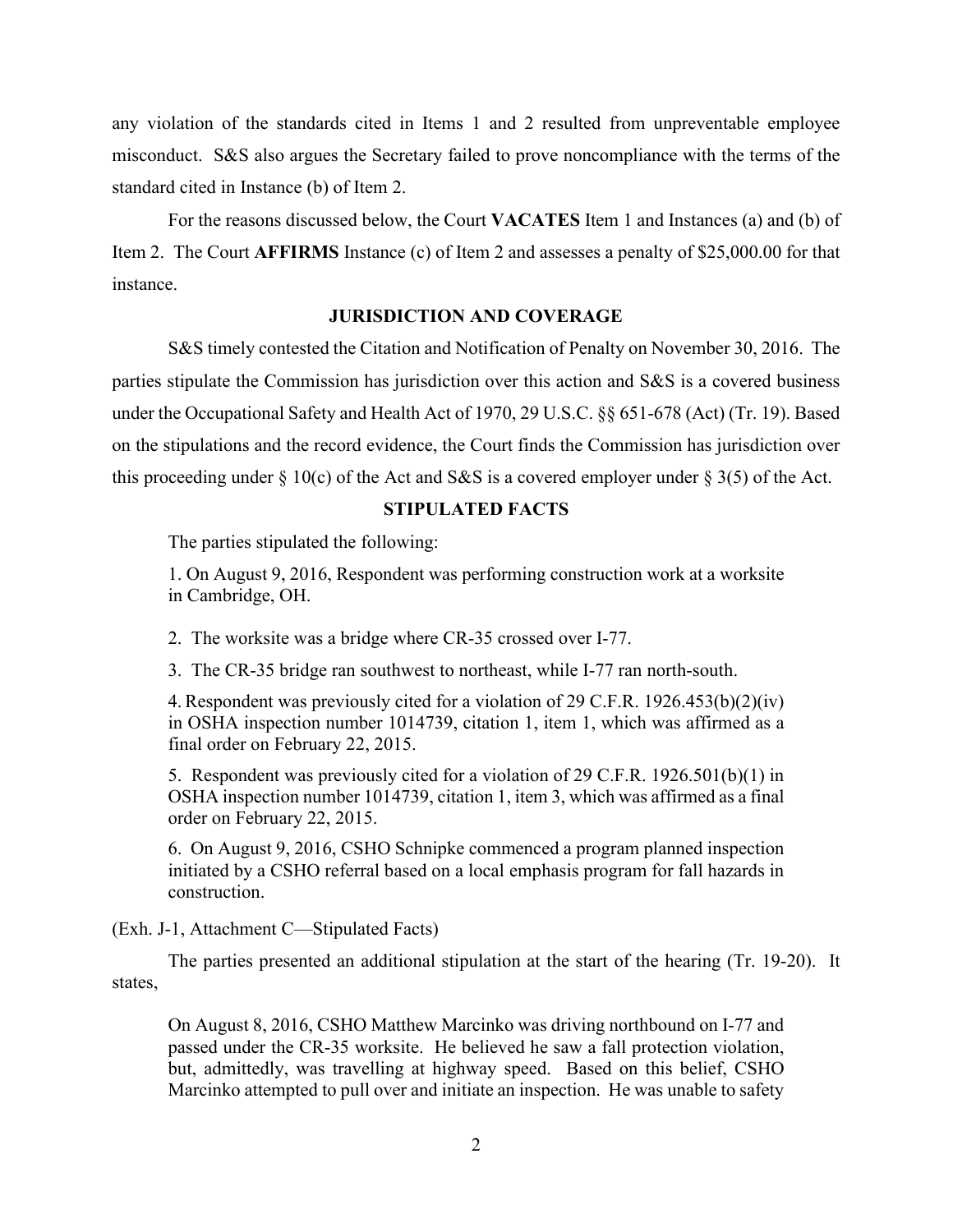any violation of the standards cited in Items 1 and 2 resulted from unpreventable employee misconduct. S&S also argues the Secretary failed to prove noncompliance with the terms of the standard cited in Instance (b) of Item 2.

For the reasons discussed below, the Court **VACATES** Item 1 and Instances (a) and (b) of Item 2. The Court **AFFIRMS** Instance (c) of Item 2 and assesses a penalty of $25,000.00 for that instance.

## JURISDICTION AND COVERAGE

S&S timely contested the Citation and Notification of Penalty on November 30, 2016. The parties stipulate the Commission has jurisdiction over this action and S&S is a covered business under the Occupational Safety and Health Act of 1970, 29 U.S.C. §§ 651-678 (Act) (Tr. 19). Based on the stipulations and the record evidence, the Court finds the Commission has jurisdiction over this proceeding under § 10(c) of the Act and S&S is a covered employer under § 3(5) of the Act.

## STIPULATED FACTS

The parties stipulated the following:

> 1. On August 9, 2016, Respondent was performing construction work at a worksite in Cambridge, OH.
>
> 2. The worksite was a bridge where CR-35 crossed over I-77.
>
> 3. The CR-35 bridge ran southwest to northeast, while I-77 ran north-south.
>
> 4. Respondent was previously cited for a violation of 29 C.F.R. 1926.453(b)(2)(iv) in OSHA inspection number 1014739, citation 1, item 1, which was affirmed as a final order on February 22, 2015.
>
> 5. Respondent was previously cited for a violation of 29 C.F.R. 1926.501(b)(1) in OSHA inspection number 1014739, citation 1, item 3, which was affirmed as a final order on February 22, 2015.
>
> 6. On August 9, 2016, CSHO Schnipke commenced a program planned inspection initiated by a CSHO referral based on a local emphasis program for fall hazards in construction.

(Exh. J-1, Attachment C—Stipulated Facts)

The parties presented an additional stipulation at the start of the hearing (Tr. 19-20). It states,

> On August 8, 2016, CSHO Matthew Marcinko was driving northbound on I-77 and passed under the CR-35 worksite. He believed he saw a fall protection violation, but, admittedly, was travelling at highway speed. Based on this belief, CSHO Marcinko attempted to pull over and initiate an inspection. He was unable to safety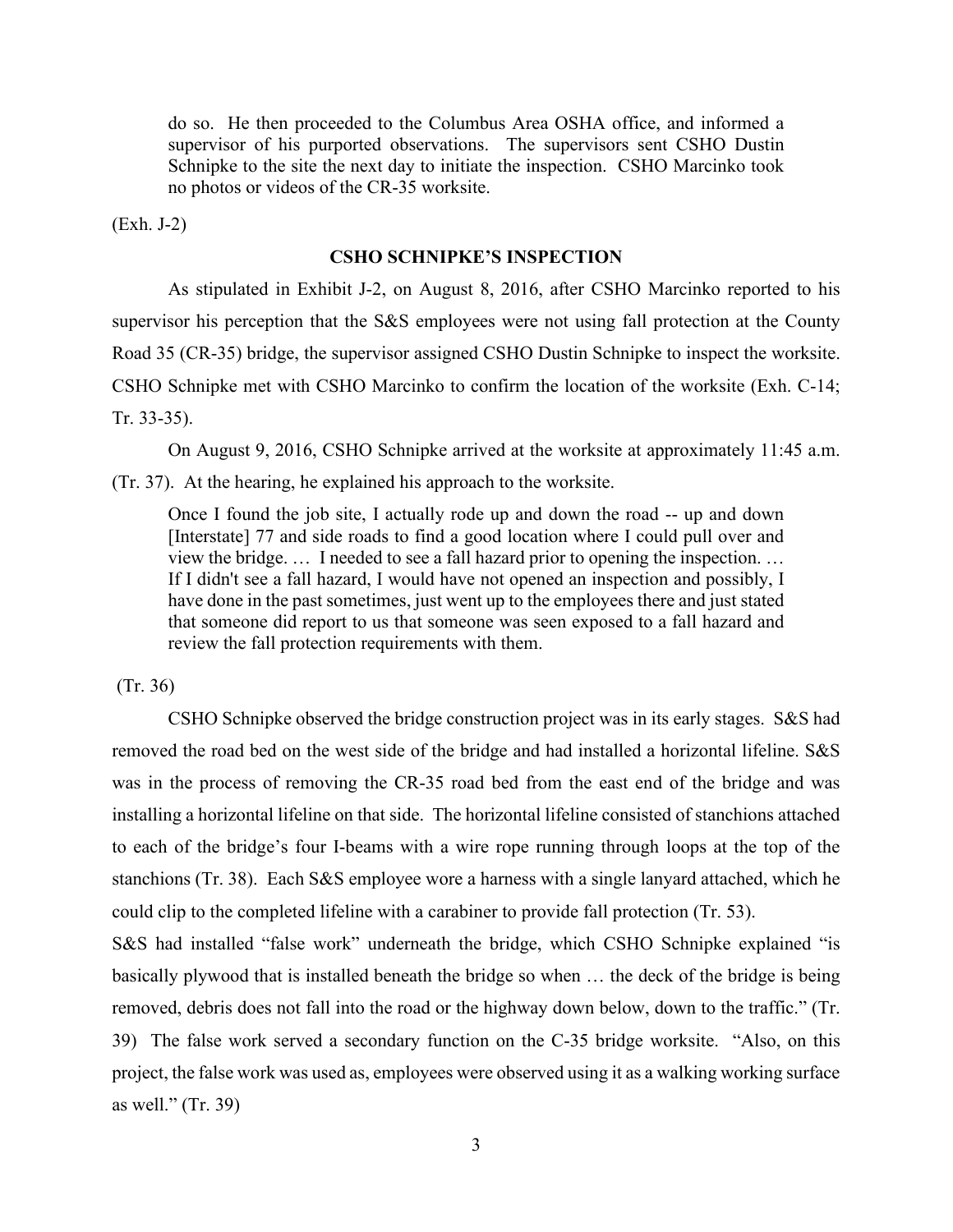> do so. He then proceeded to the Columbus Area OSHA office, and informed a supervisor of his purported observations. The supervisors sent CSHO Dustin Schnipke to the site the next day to initiate the inspection. CSHO Marcinko took no photos or videos of the CR-35 worksite.

(Exh. J-2)

### CSHO SCHNIPKE'S INSPECTION

As stipulated in Exhibit J-2, on August 8, 2016, after CSHO Marcinko reported to his supervisor his perception that the S&S employees were not using fall protection at the County Road 35 (CR-35) bridge, the supervisor assigned CSHO Dustin Schnipke to inspect the worksite. CSHO Schnipke met with CSHO Marcinko to confirm the location of the worksite (Exh. C-14; Tr. 33-35).

On August 9, 2016, CSHO Schnipke arrived at the worksite at approximately 11:45 a.m. (Tr. 37). At the hearing, he explained his approach to the worksite.

> Once I found the job site, I actually rode up and down the road -- up and down [Interstate] 77 and side roads to find a good location where I could pull over and view the bridge. … I needed to see a fall hazard prior to opening the inspection. … If I didn't see a fall hazard, I would have not opened an inspection and possibly, I have done in the past sometimes, just went up to the employees there and just stated that someone did report to us that someone was seen exposed to a fall hazard and review the fall protection requirements with them.

(Tr. 36)

CSHO Schnipke observed the bridge construction project was in its early stages. S&S had removed the road bed on the west side of the bridge and had installed a horizontal lifeline. S&S was in the process of removing the CR-35 road bed from the east end of the bridge and was installing a horizontal lifeline on that side. The horizontal lifeline consisted of stanchions attached to each of the bridge's four I-beams with a wire rope running through loops at the top of the stanchions (Tr. 38). Each S&S employee wore a harness with a single lanyard attached, which he could clip to the completed lifeline with a carabiner to provide fall protection (Tr. 53).

S&S had installed "false work" underneath the bridge, which CSHO Schnipke explained "is basically plywood that is installed beneath the bridge so when … the deck of the bridge is being removed, debris does not fall into the road or the highway down below, down to the traffic." (Tr. 39) The false work served a secondary function on the C-35 bridge worksite. "Also, on this project, the false work was used as, employees were observed using it as a walking working surface as well." (Tr. 39)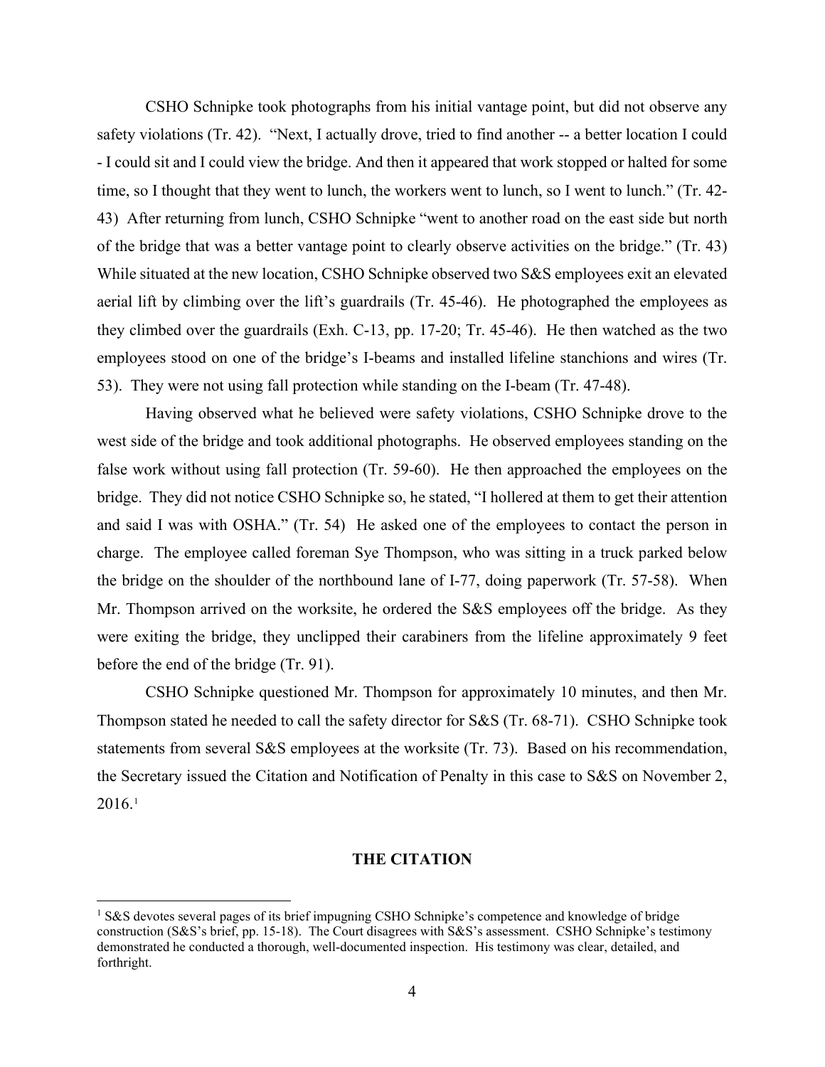CSHO Schnipke took photographs from his initial vantage point, but did not observe any safety violations (Tr. 42). "Next, I actually drove, tried to find another -- a better location I could - I could sit and I could view the bridge. And then it appeared that work stopped or halted for some time, so I thought that they went to lunch, the workers went to lunch, so I went to lunch." (Tr. 42-43) After returning from lunch, CSHO Schnipke "went to another road on the east side but north of the bridge that was a better vantage point to clearly observe activities on the bridge." (Tr. 43) While situated at the new location, CSHO Schnipke observed two S&S employees exit an elevated aerial lift by climbing over the lift's guardrails (Tr. 45-46). He photographed the employees as they climbed over the guardrails (Exh. C-13, pp. 17-20; Tr. 45-46). He then watched as the two employees stood on one of the bridge's I-beams and installed lifeline stanchions and wires (Tr. 53). They were not using fall protection while standing on the I-beam (Tr. 47-48).

Having observed what he believed were safety violations, CSHO Schnipke drove to the west side of the bridge and took additional photographs. He observed employees standing on the false work without using fall protection (Tr. 59-60). He then approached the employees on the bridge. They did not notice CSHO Schnipke so, he stated, "I hollered at them to get their attention and said I was with OSHA." (Tr. 54) He asked one of the employees to contact the person in charge. The employee called foreman Sye Thompson, who was sitting in a truck parked below the bridge on the shoulder of the northbound lane of I-77, doing paperwork (Tr. 57-58). When Mr. Thompson arrived on the worksite, he ordered the S&S employees off the bridge. As they were exiting the bridge, they unclipped their carabiners from the lifeline approximately 9 feet before the end of the bridge (Tr. 91).

CSHO Schnipke questioned Mr. Thompson for approximately 10 minutes, and then Mr. Thompson stated he needed to call the safety director for S&S (Tr. 68-71). CSHO Schnipke took statements from several S&S employees at the worksite (Tr. 73). Based on his recommendation, the Secretary issued the Citation and Notification of Penalty in this case to S&S on November 2, 2016.[1]

## THE CITATION

[1] S&S devotes several pages of its brief impugning CSHO Schnipke's competence and knowledge of bridge construction (S&S's brief, pp. 15-18). The Court disagrees with S&S's assessment. CSHO Schnipke's testimony demonstrated he conducted a thorough, well-documented inspection. His testimony was clear, detailed, and forthright.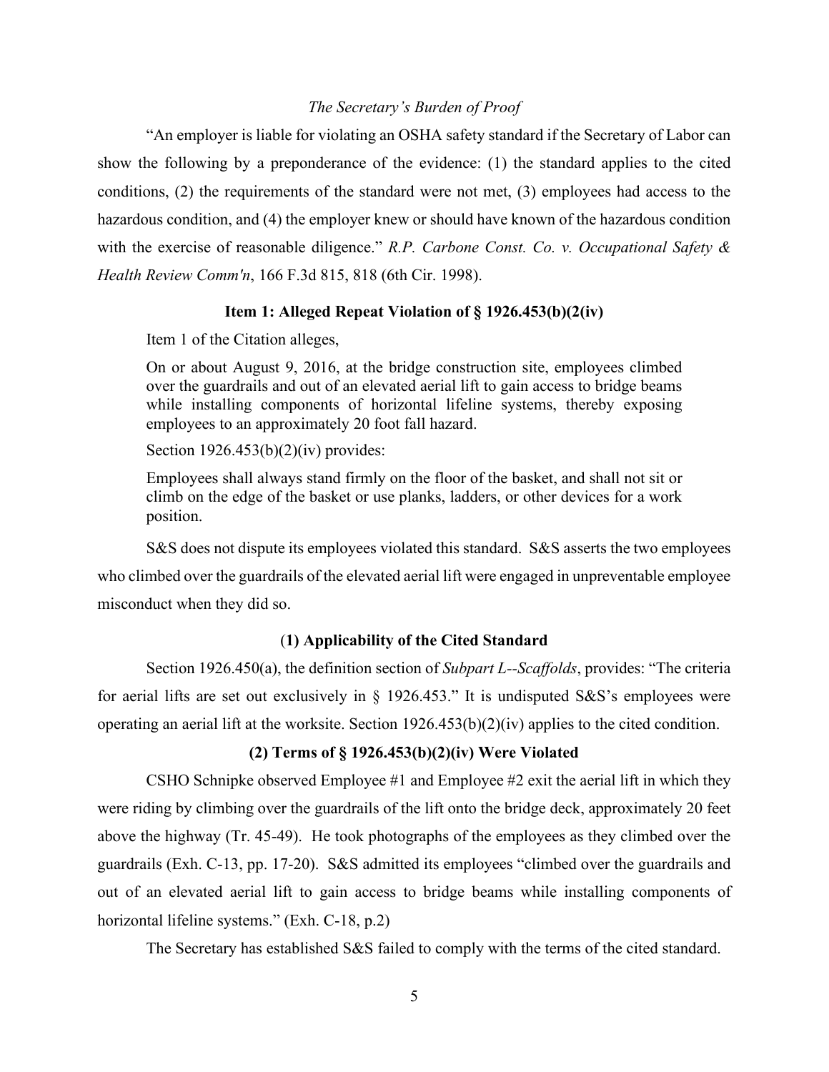*The Secretary's Burden of Proof*

"An employer is liable for violating an OSHA safety standard if the Secretary of Labor can show the following by a preponderance of the evidence: (1) the standard applies to the cited conditions, (2) the requirements of the standard were not met, (3) employees had access to the hazardous condition, and (4) the employer knew or should have known of the hazardous condition with the exercise of reasonable diligence." *R.P. Carbone Const. Co. v. Occupational Safety & Health Review Comm'n*, 166 F.3d 815, 818 (6th Cir. 1998).

**Item 1: Alleged Repeat Violation of § 1926.453(b)(2(iv)**

Item 1 of the Citation alleges,

> On or about August 9, 2016, at the bridge construction site, employees climbed over the guardrails and out of an elevated aerial lift to gain access to bridge beams while installing components of horizontal lifeline systems, thereby exposing employees to an approximately 20 foot fall hazard.
>
> Section 1926.453(b)(2)(iv) provides:
>
> Employees shall always stand firmly on the floor of the basket, and shall not sit or climb on the edge of the basket or use planks, ladders, or other devices for a work position.

S&S does not dispute its employees violated this standard. S&S asserts the two employees who climbed over the guardrails of the elevated aerial lift were engaged in unpreventable employee misconduct when they did so.

**(1) Applicability of the Cited Standard**

Section 1926.450(a), the definition section of *Subpart L--Scaffolds*, provides: "The criteria for aerial lifts are set out exclusively in § 1926.453." It is undisputed S&S's employees were operating an aerial lift at the worksite. Section 1926.453(b)(2)(iv) applies to the cited condition.

**(2) Terms of § 1926.453(b)(2)(iv) Were Violated**

CSHO Schnipke observed Employee #1 and Employee #2 exit the aerial lift in which they were riding by climbing over the guardrails of the lift onto the bridge deck, approximately 20 feet above the highway (Tr. 45-49). He took photographs of the employees as they climbed over the guardrails (Exh. C-13, pp. 17-20). S&S admitted its employees "climbed over the guardrails and out of an elevated aerial lift to gain access to bridge beams while installing components of horizontal lifeline systems." (Exh. C-18, p.2)

The Secretary has established S&S failed to comply with the terms of the cited standard.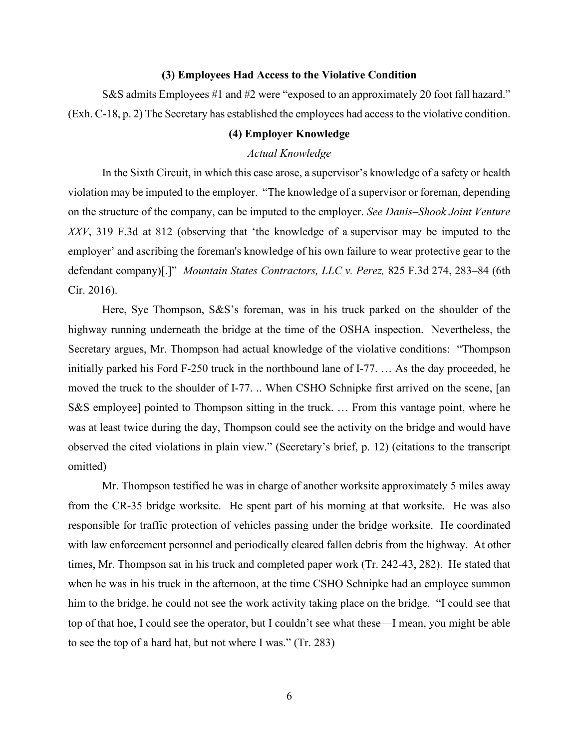### (3) Employees Had Access to the Violative Condition

S&S admits Employees #1 and #2 were "exposed to an approximately 20 foot fall hazard." (Exh. C-18, p. 2) The Secretary has established the employees had access to the violative condition.

### (4) Employer Knowledge

*Actual Knowledge*

In the Sixth Circuit, in which this case arose, a supervisor's knowledge of a safety or health violation may be imputed to the employer. "The knowledge of a supervisor or foreman, depending on the structure of the company, can be imputed to the employer. *See Danis–Shook Joint Venture XXV*, 319 F.3d at 812 (observing that 'the knowledge of a supervisor may be imputed to the employer' and ascribing the foreman's knowledge of his own failure to wear protective gear to the defendant company)[.]" *Mountain States Contractors, LLC v. Perez,* 825 F.3d 274, 283–84 (6th Cir. 2016).

Here, Sye Thompson, S&S's foreman, was in his truck parked on the shoulder of the highway running underneath the bridge at the time of the OSHA inspection. Nevertheless, the Secretary argues, Mr. Thompson had actual knowledge of the violative conditions: "Thompson initially parked his Ford F-250 truck in the northbound lane of I-77. … As the day proceeded, he moved the truck to the shoulder of I-77. .. When CSHO Schnipke first arrived on the scene, [an S&S employee] pointed to Thompson sitting in the truck. … From this vantage point, where he was at least twice during the day, Thompson could see the activity on the bridge and would have observed the cited violations in plain view." (Secretary's brief, p. 12) (citations to the transcript omitted)

Mr. Thompson testified he was in charge of another worksite approximately 5 miles away from the CR-35 bridge worksite. He spent part of his morning at that worksite. He was also responsible for traffic protection of vehicles passing under the bridge worksite. He coordinated with law enforcement personnel and periodically cleared fallen debris from the highway. At other times, Mr. Thompson sat in his truck and completed paper work (Tr. 242-43, 282). He stated that when he was in his truck in the afternoon, at the time CSHO Schnipke had an employee summon him to the bridge, he could not see the work activity taking place on the bridge. "I could see that top of that hoe, I could see the operator, but I couldn't see what these—I mean, you might be able to see the top of a hard hat, but not where I was." (Tr. 283)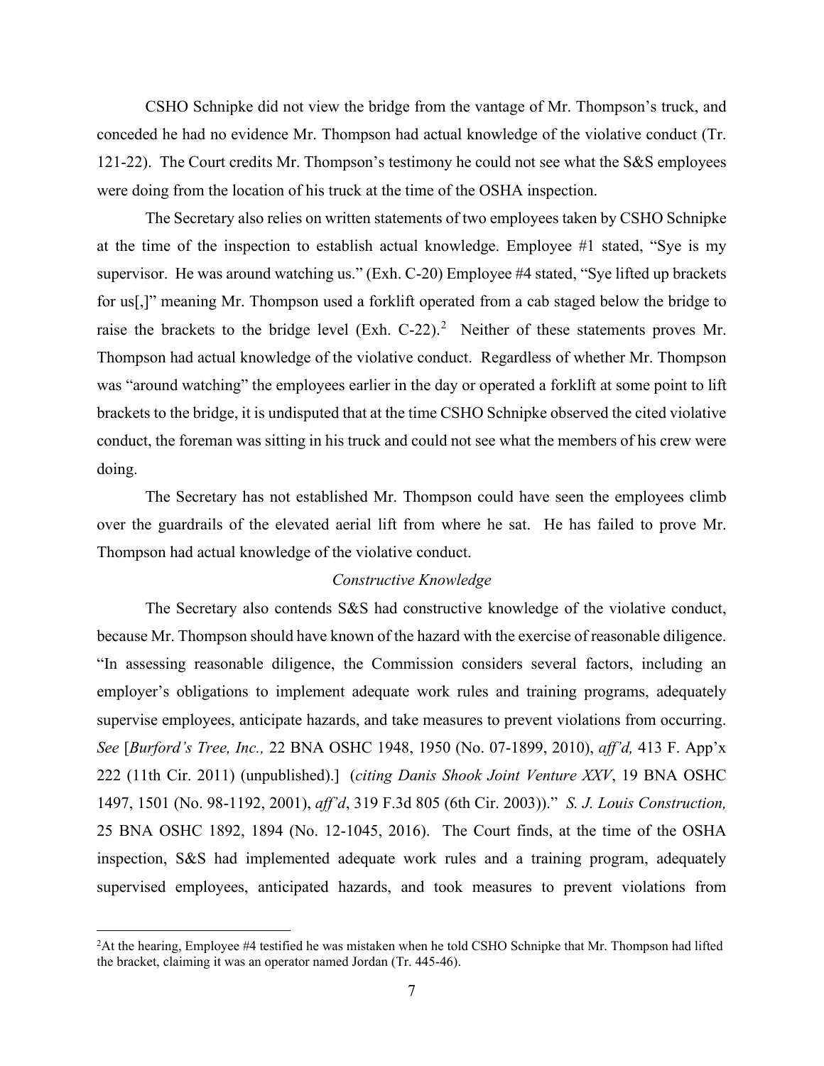CSHO Schnipke did not view the bridge from the vantage of Mr. Thompson's truck, and conceded he had no evidence Mr. Thompson had actual knowledge of the violative conduct (Tr. 121-22). The Court credits Mr. Thompson's testimony he could not see what the S&S employees were doing from the location of his truck at the time of the OSHA inspection.

The Secretary also relies on written statements of two employees taken by CSHO Schnipke at the time of the inspection to establish actual knowledge. Employee #1 stated, "Sye is my supervisor. He was around watching us." (Exh. C-20) Employee #4 stated, "Sye lifted up brackets for us[,]" meaning Mr. Thompson used a forklift operated from a cab staged below the bridge to raise the brackets to the bridge level (Exh. C-22).[2] Neither of these statements proves Mr. Thompson had actual knowledge of the violative conduct. Regardless of whether Mr. Thompson was "around watching" the employees earlier in the day or operated a forklift at some point to lift brackets to the bridge, it is undisputed that at the time CSHO Schnipke observed the cited violative conduct, the foreman was sitting in his truck and could not see what the members of his crew were doing.

The Secretary has not established Mr. Thompson could have seen the employees climb over the guardrails of the elevated aerial lift from where he sat. He has failed to prove Mr. Thompson had actual knowledge of the violative conduct.

*Constructive Knowledge*

The Secretary also contends S&S had constructive knowledge of the violative conduct, because Mr. Thompson should have known of the hazard with the exercise of reasonable diligence. "In assessing reasonable diligence, the Commission considers several factors, including an employer's obligations to implement adequate work rules and training programs, adequately supervise employees, anticipate hazards, and take measures to prevent violations from occurring. *See* [*Burford's Tree, Inc.,* 22 BNA OSHC 1948, 1950 (No. 07-1899, 2010), *aff'd,* 413 F. App'x 222 (11th Cir. 2011) (unpublished).] (*citing Danis Shook Joint Venture XXV*, 19 BNA OSHC 1497, 1501 (No. 98-1192, 2001), *aff'd*, 319 F.3d 805 (6th Cir. 2003))." *S. J. Louis Construction,* 25 BNA OSHC 1892, 1894 (No. 12-1045, 2016). The Court finds, at the time of the OSHA inspection, S&S had implemented adequate work rules and a training program, adequately supervised employees, anticipated hazards, and took measures to prevent violations from

[2]At the hearing, Employee #4 testified he was mistaken when he told CSHO Schnipke that Mr. Thompson had lifted the bracket, claiming it was an operator named Jordan (Tr. 445-46).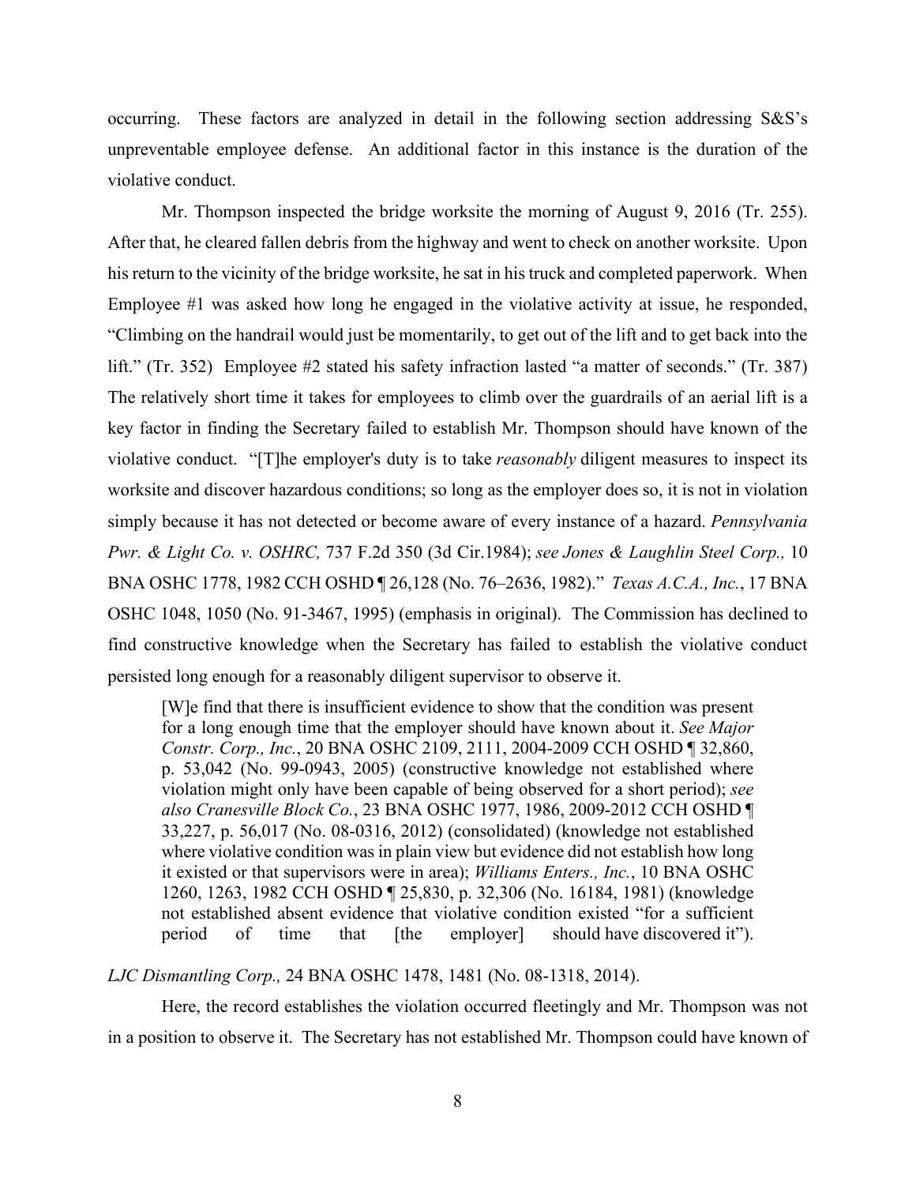occurring. These factors are analyzed in detail in the following section addressing S&S's unpreventable employee defense. An additional factor in this instance is the duration of the violative conduct.

Mr. Thompson inspected the bridge worksite the morning of August 9, 2016 (Tr. 255). After that, he cleared fallen debris from the highway and went to check on another worksite. Upon his return to the vicinity of the bridge worksite, he sat in his truck and completed paperwork. When Employee #1 was asked how long he engaged in the violative activity at issue, he responded, "Climbing on the handrail would just be momentarily, to get out of the lift and to get back into the lift." (Tr. 352) Employee #2 stated his safety infraction lasted "a matter of seconds." (Tr. 387) The relatively short time it takes for employees to climb over the guardrails of an aerial lift is a key factor in finding the Secretary failed to establish Mr. Thompson should have known of the violative conduct. "[T]he employer's duty is to take *reasonably* diligent measures to inspect its worksite and discover hazardous conditions; so long as the employer does so, it is not in violation simply because it has not detected or become aware of every instance of a hazard. *Pennsylvania Pwr. & Light Co. v. OSHRC,* 737 F.2d 350 (3d Cir.1984); *see Jones & Laughlin Steel Corp.,* 10 BNA OSHC 1778, 1982 CCH OSHD ¶ 26,128 (No. 76–2636, 1982)." *Texas A.C.A., Inc.*, 17 BNA OSHC 1048, 1050 (No. 91-3467, 1995) (emphasis in original). The Commission has declined to find constructive knowledge when the Secretary has failed to establish the violative conduct persisted long enough for a reasonably diligent supervisor to observe it.

> [W]e find that there is insufficient evidence to show that the condition was present for a long enough time that the employer should have known about it. *See Major Constr. Corp., Inc.*, 20 BNA OSHC 2109, 2111, 2004-2009 CCH OSHD ¶ 32,860, p. 53,042 (No. 99-0943, 2005) (constructive knowledge not established where violation might only have been capable of being observed for a short period); *see also Cranesville Block Co.*, 23 BNA OSHC 1977, 1986, 2009-2012 CCH OSHD ¶ 33,227, p. 56,017 (No. 08-0316, 2012) (consolidated) (knowledge not established where violative condition was in plain view but evidence did not establish how long it existed or that supervisors were in area); *Williams Enters., Inc.*, 10 BNA OSHC 1260, 1263, 1982 CCH OSHD ¶ 25,830, p. 32,306 (No. 16184, 1981) (knowledge not established absent evidence that violative condition existed "for a sufficient period of time that [the employer] should have discovered it").

*LJC Dismantling Corp.,* 24 BNA OSHC 1478, 1481 (No. 08-1318, 2014).

Here, the record establishes the violation occurred fleetingly and Mr. Thompson was not in a position to observe it. The Secretary has not established Mr. Thompson could have known of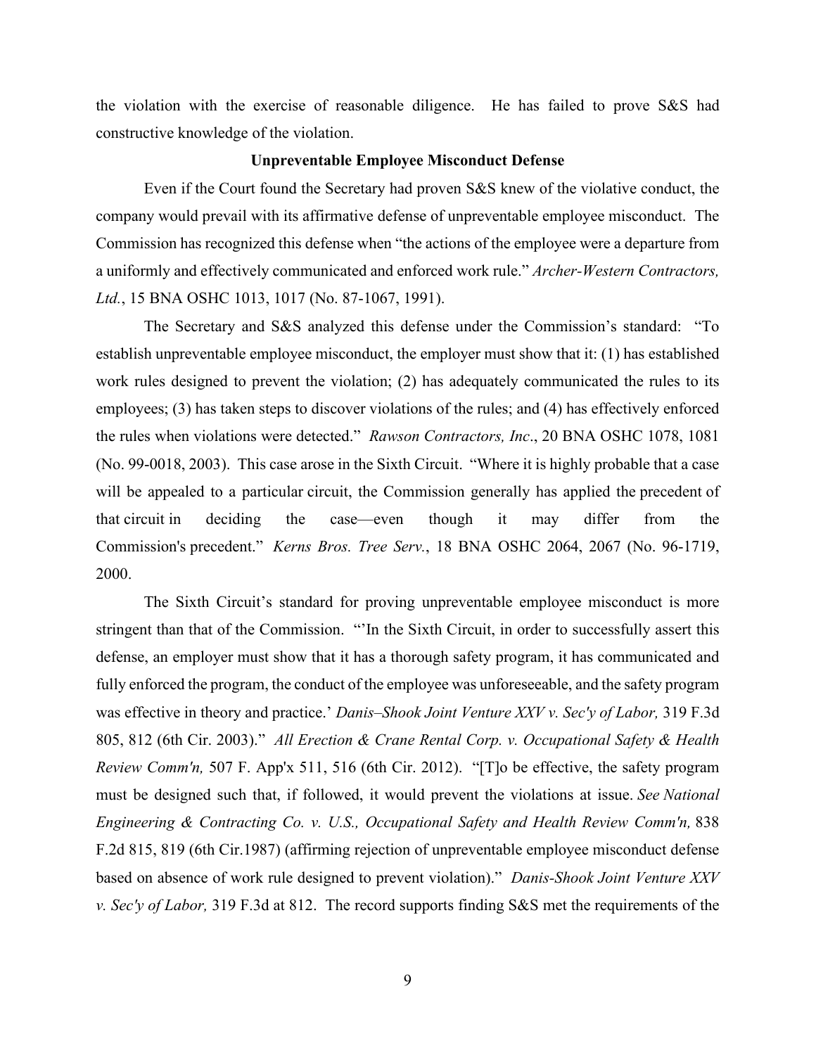the violation with the exercise of reasonable diligence. He has failed to prove S&S had constructive knowledge of the violation.

**Unpreventable Employee Misconduct Defense**

Even if the Court found the Secretary had proven S&S knew of the violative conduct, the company would prevail with its affirmative defense of unpreventable employee misconduct. The Commission has recognized this defense when "the actions of the employee were a departure from a uniformly and effectively communicated and enforced work rule." *Archer-Western Contractors, Ltd.*, 15 BNA OSHC 1013, 1017 (No. 87-1067, 1991).

The Secretary and S&S analyzed this defense under the Commission's standard: "To establish unpreventable employee misconduct, the employer must show that it: (1) has established work rules designed to prevent the violation; (2) has adequately communicated the rules to its employees; (3) has taken steps to discover violations of the rules; and (4) has effectively enforced the rules when violations were detected." *Rawson Contractors, Inc*., 20 BNA OSHC 1078, 1081 (No. 99-0018, 2003). This case arose in the Sixth Circuit. "Where it is highly probable that a case will be appealed to a particular circuit, the Commission generally has applied the precedent of that circuit in deciding the case—even though it may differ from the Commission's precedent." *Kerns Bros. Tree Serv.*, 18 BNA OSHC 2064, 2067 (No. 96-1719, 2000.

The Sixth Circuit's standard for proving unpreventable employee misconduct is more stringent than that of the Commission. "'In the Sixth Circuit, in order to successfully assert this defense, an employer must show that it has a thorough safety program, it has communicated and fully enforced the program, the conduct of the employee was unforeseeable, and the safety program was effective in theory and practice.' *Danis–Shook Joint Venture XXV v. Sec'y of Labor,* 319 F.3d 805, 812 (6th Cir. 2003)." *All Erection & Crane Rental Corp. v. Occupational Safety & Health Review Comm'n,* 507 F. App'x 511, 516 (6th Cir. 2012). "[T]o be effective, the safety program must be designed such that, if followed, it would prevent the violations at issue. *See National Engineering & Contracting Co. v. U.S., Occupational Safety and Health Review Comm'n,* 838 F.2d 815, 819 (6th Cir.1987) (affirming rejection of unpreventable employee misconduct defense based on absence of work rule designed to prevent violation)." *Danis-Shook Joint Venture XXV v. Sec'y of Labor,* 319 F.3d at 812. The record supports finding S&S met the requirements of the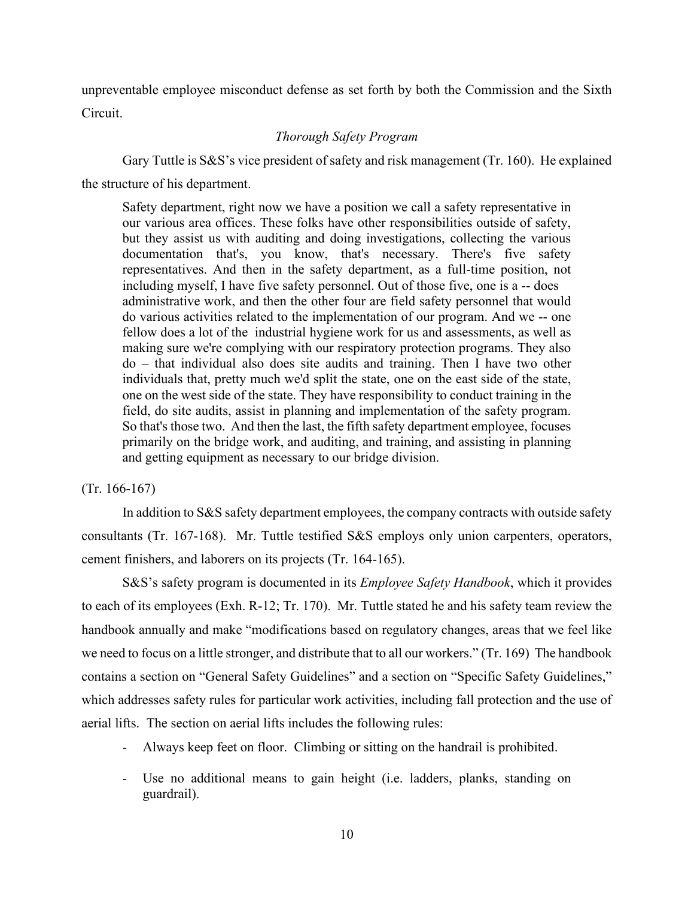unpreventable employee misconduct defense as set forth by both the Commission and the Sixth Circuit.

*Thorough Safety Program*

Gary Tuttle is S&S's vice president of safety and risk management (Tr. 160). He explained the structure of his department.

> Safety department, right now we have a position we call a safety representative in our various area offices. These folks have other responsibilities outside of safety, but they assist us with auditing and doing investigations, collecting the various documentation that's, you know, that's necessary. There's five safety representatives. And then in the safety department, as a full-time position, not including myself, I have five safety personnel. Out of those five, one is a -- does administrative work, and then the other four are field safety personnel that would do various activities related to the implementation of our program. And we -- one fellow does a lot of the industrial hygiene work for us and assessments, as well as making sure we're complying with our respiratory protection programs. They also do – that individual also does site audits and training. Then I have two other individuals that, pretty much we'd split the state, one on the east side of the state, one on the west side of the state. They have responsibility to conduct training in the field, do site audits, assist in planning and implementation of the safety program. So that's those two. And then the last, the fifth safety department employee, focuses primarily on the bridge work, and auditing, and training, and assisting in planning and getting equipment as necessary to our bridge division.

(Tr. 166-167)

In addition to S&S safety department employees, the company contracts with outside safety consultants (Tr. 167-168). Mr. Tuttle testified S&S employs only union carpenters, operators, cement finishers, and laborers on its projects (Tr. 164-165).

S&S's safety program is documented in its *Employee Safety Handbook*, which it provides to each of its employees (Exh. R-12; Tr. 170). Mr. Tuttle stated he and his safety team review the handbook annually and make "modifications based on regulatory changes, areas that we feel like we need to focus on a little stronger, and distribute that to all our workers." (Tr. 169) The handbook contains a section on "General Safety Guidelines" and a section on "Specific Safety Guidelines," which addresses safety rules for particular work activities, including fall protection and the use of aerial lifts. The section on aerial lifts includes the following rules:

- Always keep feet on floor. Climbing or sitting on the handrail is prohibited.
- Use no additional means to gain height (i.e. ladders, planks, standing on guardrail).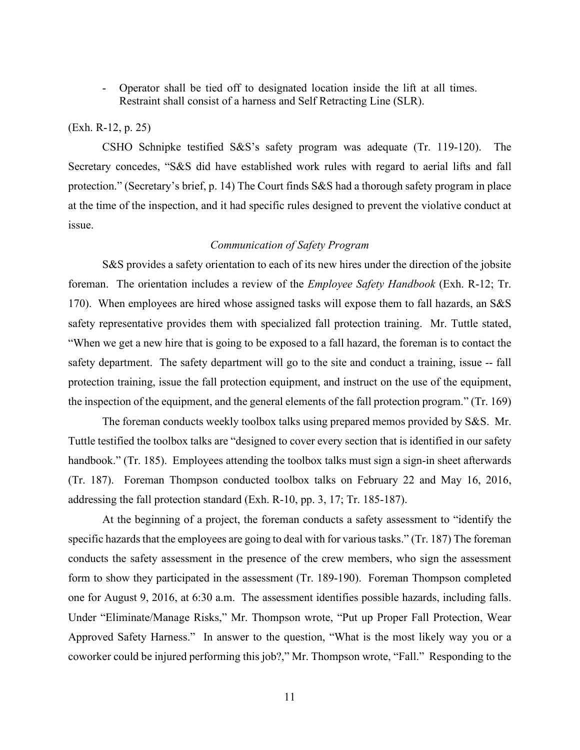- Operator shall be tied off to designated location inside the lift at all times. Restraint shall consist of a harness and Self Retracting Line (SLR).

(Exh. R-12, p. 25)

CSHO Schnipke testified S&S's safety program was adequate (Tr. 119-120). The Secretary concedes, "S&S did have established work rules with regard to aerial lifts and fall protection." (Secretary's brief, p. 14) The Court finds S&S had a thorough safety program in place at the time of the inspection, and it had specific rules designed to prevent the violative conduct at issue.

*Communication of Safety Program*

S&S provides a safety orientation to each of its new hires under the direction of the jobsite foreman. The orientation includes a review of the *Employee Safety Handbook* (Exh. R-12; Tr. 170). When employees are hired whose assigned tasks will expose them to fall hazards, an S&S safety representative provides them with specialized fall protection training. Mr. Tuttle stated, "When we get a new hire that is going to be exposed to a fall hazard, the foreman is to contact the safety department. The safety department will go to the site and conduct a training, issue -- fall protection training, issue the fall protection equipment, and instruct on the use of the equipment, the inspection of the equipment, and the general elements of the fall protection program." (Tr. 169)

The foreman conducts weekly toolbox talks using prepared memos provided by S&S. Mr. Tuttle testified the toolbox talks are "designed to cover every section that is identified in our safety handbook." (Tr. 185). Employees attending the toolbox talks must sign a sign-in sheet afterwards (Tr. 187). Foreman Thompson conducted toolbox talks on February 22 and May 16, 2016, addressing the fall protection standard (Exh. R-10, pp. 3, 17; Tr. 185-187).

At the beginning of a project, the foreman conducts a safety assessment to "identify the specific hazards that the employees are going to deal with for various tasks." (Tr. 187) The foreman conducts the safety assessment in the presence of the crew members, who sign the assessment form to show they participated in the assessment (Tr. 189-190). Foreman Thompson completed one for August 9, 2016, at 6:30 a.m. The assessment identifies possible hazards, including falls. Under "Eliminate/Manage Risks," Mr. Thompson wrote, "Put up Proper Fall Protection, Wear Approved Safety Harness." In answer to the question, "What is the most likely way you or a coworker could be injured performing this job?," Mr. Thompson wrote, "Fall." Responding to the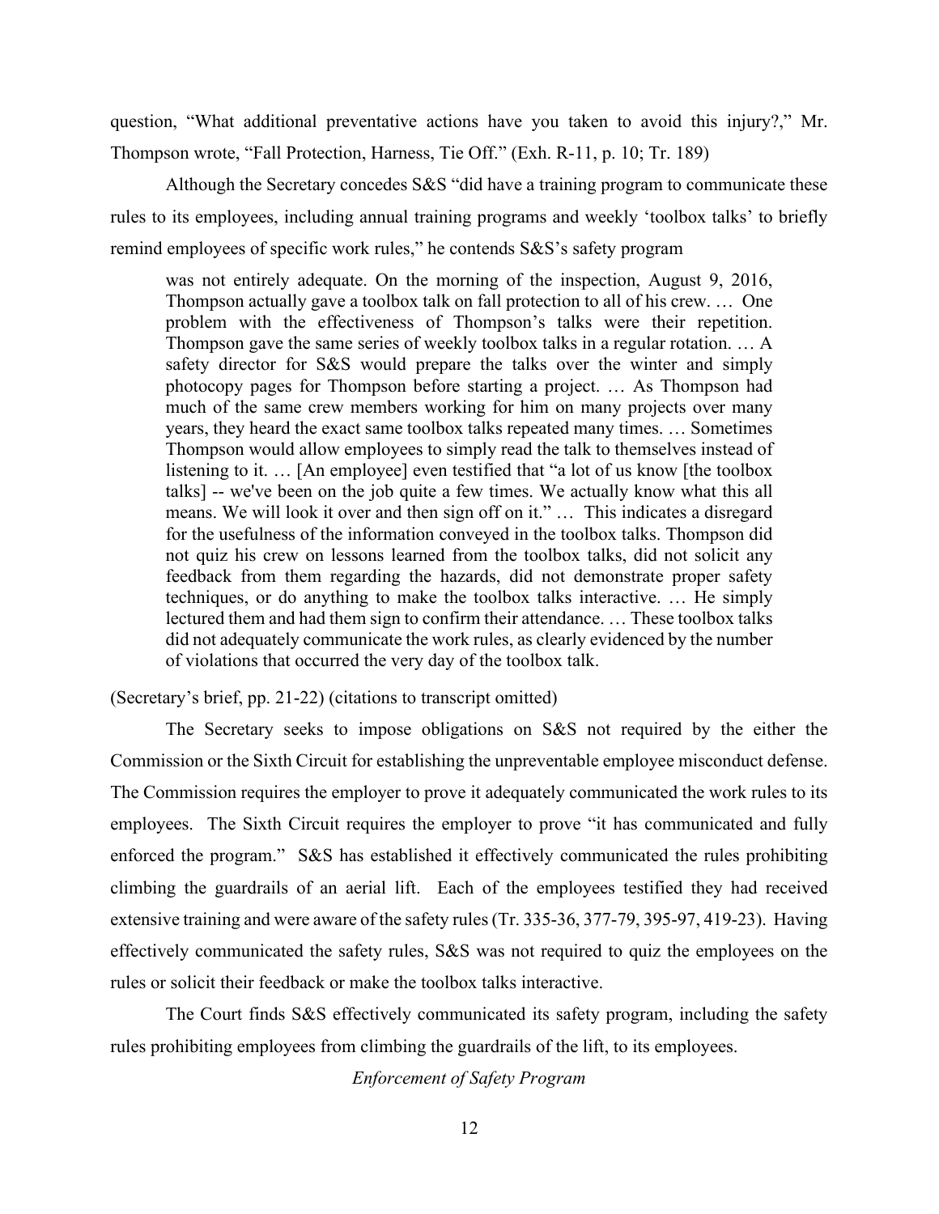question, "What additional preventative actions have you taken to avoid this injury?," Mr. Thompson wrote, "Fall Protection, Harness, Tie Off." (Exh. R-11, p. 10; Tr. 189)

Although the Secretary concedes S&S "did have a training program to communicate these rules to its employees, including annual training programs and weekly 'toolbox talks' to briefly remind employees of specific work rules," he contends S&S's safety program

> was not entirely adequate. On the morning of the inspection, August 9, 2016, Thompson actually gave a toolbox talk on fall protection to all of his crew. … One problem with the effectiveness of Thompson's talks were their repetition. Thompson gave the same series of weekly toolbox talks in a regular rotation. … A safety director for S&S would prepare the talks over the winter and simply photocopy pages for Thompson before starting a project. … As Thompson had much of the same crew members working for him on many projects over many years, they heard the exact same toolbox talks repeated many times. … Sometimes Thompson would allow employees to simply read the talk to themselves instead of listening to it. … [An employee] even testified that "a lot of us know [the toolbox talks] -- we've been on the job quite a few times. We actually know what this all means. We will look it over and then sign off on it." … This indicates a disregard for the usefulness of the information conveyed in the toolbox talks. Thompson did not quiz his crew on lessons learned from the toolbox talks, did not solicit any feedback from them regarding the hazards, did not demonstrate proper safety techniques, or do anything to make the toolbox talks interactive. … He simply lectured them and had them sign to confirm their attendance. … These toolbox talks did not adequately communicate the work rules, as clearly evidenced by the number of violations that occurred the very day of the toolbox talk.

(Secretary's brief, pp. 21-22) (citations to transcript omitted)

The Secretary seeks to impose obligations on S&S not required by the either the Commission or the Sixth Circuit for establishing the unpreventable employee misconduct defense. The Commission requires the employer to prove it adequately communicated the work rules to its employees. The Sixth Circuit requires the employer to prove "it has communicated and fully enforced the program." S&S has established it effectively communicated the rules prohibiting climbing the guardrails of an aerial lift. Each of the employees testified they had received extensive training and were aware of the safety rules (Tr. 335-36, 377-79, 395-97, 419-23). Having effectively communicated the safety rules, S&S was not required to quiz the employees on the rules or solicit their feedback or make the toolbox talks interactive.

The Court finds S&S effectively communicated its safety program, including the safety rules prohibiting employees from climbing the guardrails of the lift, to its employees.

*Enforcement of Safety Program*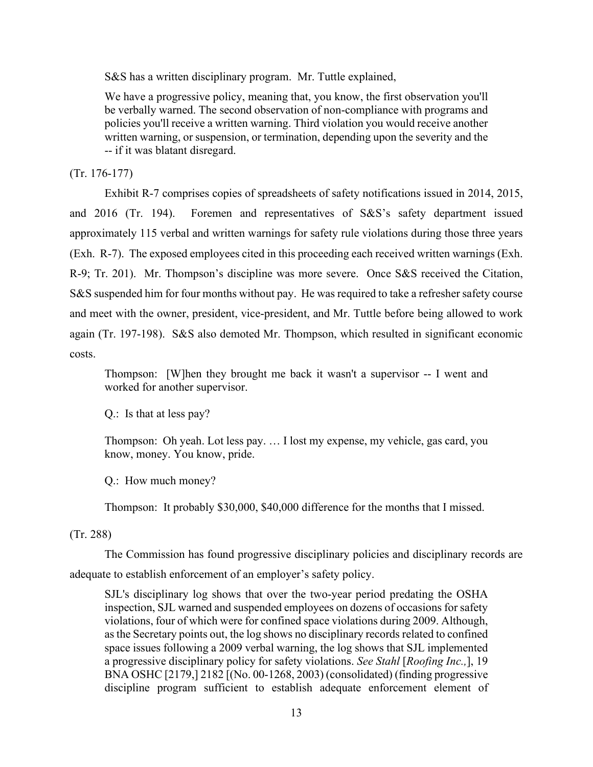S&S has a written disciplinary program. Mr. Tuttle explained,

> We have a progressive policy, meaning that, you know, the first observation you'll be verbally warned. The second observation of non-compliance with programs and policies you'll receive a written warning. Third violation you would receive another written warning, or suspension, or termination, depending upon the severity and the -- if it was blatant disregard.

(Tr. 176-177)

Exhibit R-7 comprises copies of spreadsheets of safety notifications issued in 2014, 2015, and 2016 (Tr. 194). Foremen and representatives of S&S's safety department issued approximately 115 verbal and written warnings for safety rule violations during those three years (Exh. R-7). The exposed employees cited in this proceeding each received written warnings (Exh. R-9; Tr. 201). Mr. Thompson's discipline was more severe. Once S&S received the Citation, S&S suspended him for four months without pay. He was required to take a refresher safety course and meet with the owner, president, vice-president, and Mr. Tuttle before being allowed to work again (Tr. 197-198). S&S also demoted Mr. Thompson, which resulted in significant economic costs.

> Thompson: [W]hen they brought me back it wasn't a supervisor -- I went and worked for another supervisor.
>
> Q.: Is that at less pay?
>
> Thompson: Oh yeah. Lot less pay. … I lost my expense, my vehicle, gas card, you know, money. You know, pride.
>
> Q.: How much money?
>
> Thompson: It probably $30,000, $40,000 difference for the months that I missed.

(Tr. 288)

The Commission has found progressive disciplinary policies and disciplinary records are adequate to establish enforcement of an employer's safety policy.

> SJL's disciplinary log shows that over the two-year period predating the OSHA inspection, SJL warned and suspended employees on dozens of occasions for safety violations, four of which were for confined space violations during 2009. Although, as the Secretary points out, the log shows no disciplinary records related to confined space issues following a 2009 verbal warning, the log shows that SJL implemented a progressive disciplinary policy for safety violations. *See Stahl* [*Roofing Inc.,*], 19 BNA OSHC [2179,] 2182 [(No. 00-1268, 2003) (consolidated) (finding progressive discipline program sufficient to establish adequate enforcement element of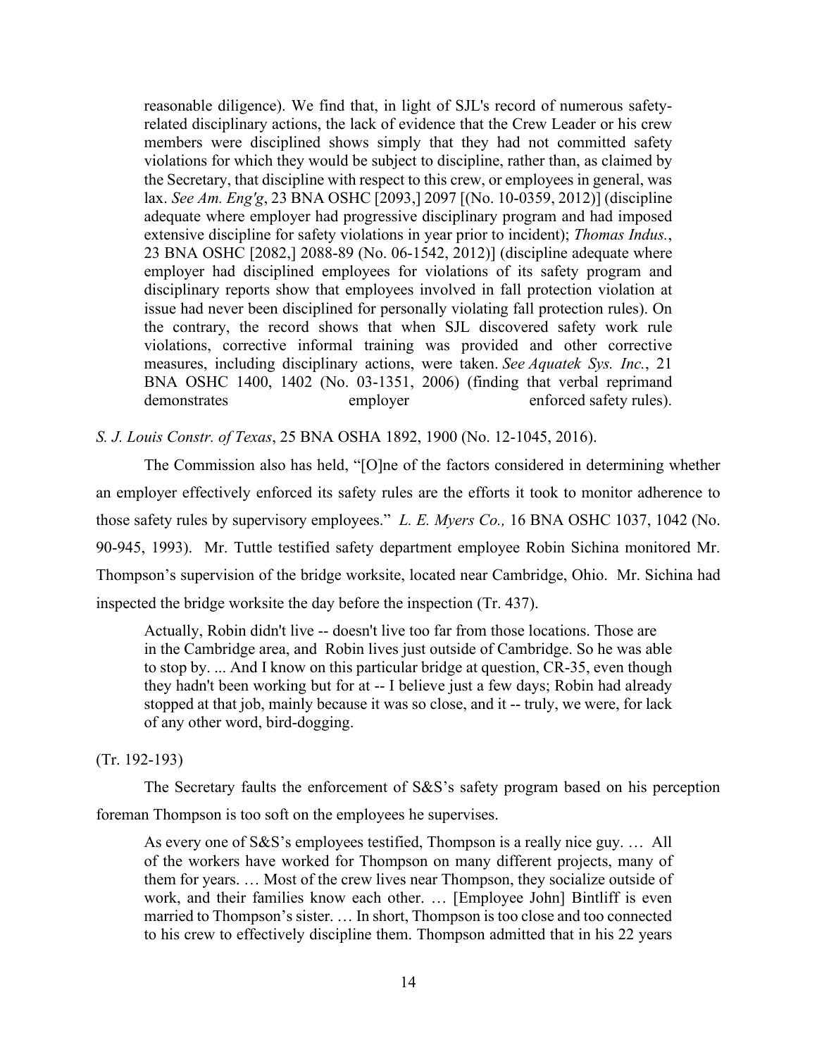> reasonable diligence). We find that, in light of SJL's record of numerous safety-related disciplinary actions, the lack of evidence that the Crew Leader or his crew members were disciplined shows simply that they had not committed safety violations for which they would be subject to discipline, rather than, as claimed by the Secretary, that discipline with respect to this crew, or employees in general, was lax. *See Am. Eng'g*, 23 BNA OSHC [2093,] 2097 [(No. 10-0359, 2012)] (discipline adequate where employer had progressive disciplinary program and had imposed extensive discipline for safety violations in year prior to incident); *Thomas Indus.*, 23 BNA OSHC [2082,] 2088-89 (No. 06-1542, 2012)] (discipline adequate where employer had disciplined employees for violations of its safety program and disciplinary reports show that employees involved in fall protection violation at issue had never been disciplined for personally violating fall protection rules). On the contrary, the record shows that when SJL discovered safety work rule violations, corrective informal training was provided and other corrective measures, including disciplinary actions, were taken. *See Aquatek Sys. Inc.*, 21 BNA OSHC 1400, 1402 (No. 03-1351, 2006) (finding that verbal reprimand demonstrates employer enforced safety rules).

*S. J. Louis Constr. of Texas*, 25 BNA OSHA 1892, 1900 (No. 12-1045, 2016).

The Commission also has held, "[O]ne of the factors considered in determining whether an employer effectively enforced its safety rules are the efforts it took to monitor adherence to those safety rules by supervisory employees." *L. E. Myers Co.,* 16 BNA OSHC 1037, 1042 (No. 90-945, 1993). Mr. Tuttle testified safety department employee Robin Sichina monitored Mr. Thompson's supervision of the bridge worksite, located near Cambridge, Ohio. Mr. Sichina had inspected the bridge worksite the day before the inspection (Tr. 437).

> Actually, Robin didn't live -- doesn't live too far from those locations. Those are in the Cambridge area, and Robin lives just outside of Cambridge. So he was able to stop by. ... And I know on this particular bridge at question, CR-35, even though they hadn't been working but for at -- I believe just a few days; Robin had already stopped at that job, mainly because it was so close, and it -- truly, we were, for lack of any other word, bird-dogging.

(Tr. 192-193)

The Secretary faults the enforcement of S&S's safety program based on his perception foreman Thompson is too soft on the employees he supervises.

> As every one of S&S's employees testified, Thompson is a really nice guy. … All of the workers have worked for Thompson on many different projects, many of them for years. … Most of the crew lives near Thompson, they socialize outside of work, and their families know each other. … [Employee John] Bintliff is even married to Thompson's sister. … In short, Thompson is too close and too connected to his crew to effectively discipline them. Thompson admitted that in his 22 years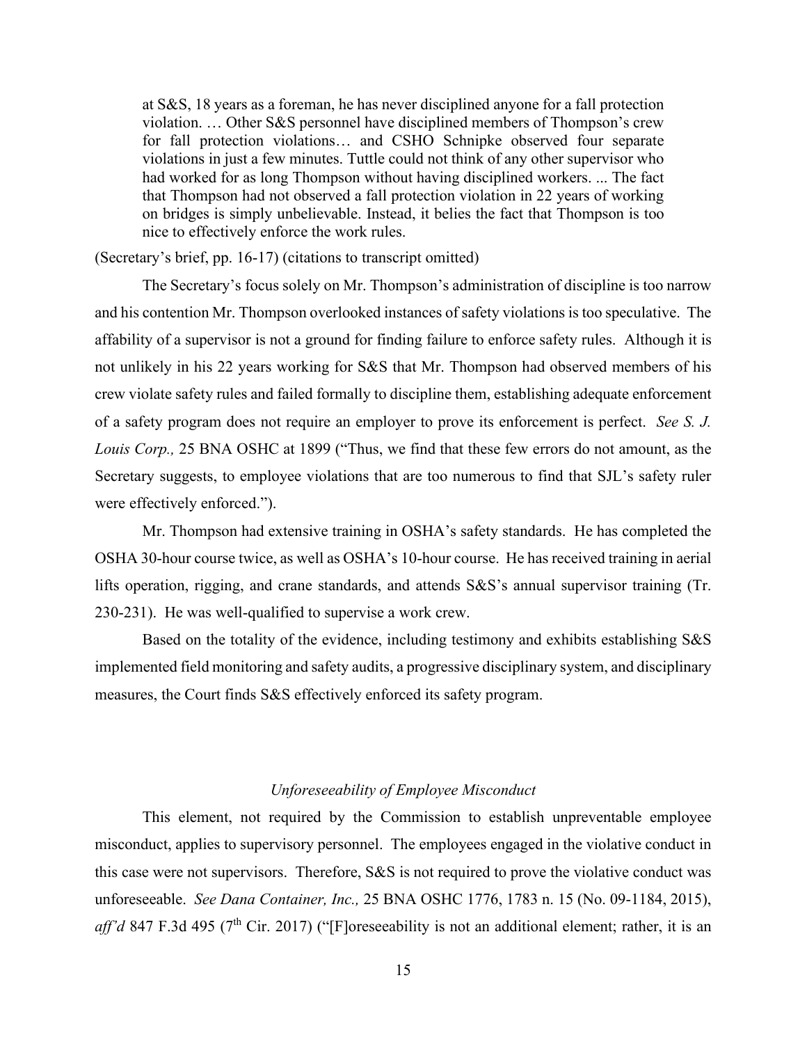> at S&S, 18 years as a foreman, he has never disciplined anyone for a fall protection violation. … Other S&S personnel have disciplined members of Thompson's crew for fall protection violations… and CSHO Schnipke observed four separate violations in just a few minutes. Tuttle could not think of any other supervisor who had worked for as long Thompson without having disciplined workers. ... The fact that Thompson had not observed a fall protection violation in 22 years of working on bridges is simply unbelievable. Instead, it belies the fact that Thompson is too nice to effectively enforce the work rules.

(Secretary's brief, pp. 16-17) (citations to transcript omitted)

The Secretary's focus solely on Mr. Thompson's administration of discipline is too narrow and his contention Mr. Thompson overlooked instances of safety violations is too speculative. The affability of a supervisor is not a ground for finding failure to enforce safety rules. Although it is not unlikely in his 22 years working for S&S that Mr. Thompson had observed members of his crew violate safety rules and failed formally to discipline them, establishing adequate enforcement of a safety program does not require an employer to prove its enforcement is perfect. *See S. J. Louis Corp.,* 25 BNA OSHC at 1899 ("Thus, we find that these few errors do not amount, as the Secretary suggests, to employee violations that are too numerous to find that SJL's safety ruler were effectively enforced.").

Mr. Thompson had extensive training in OSHA's safety standards. He has completed the OSHA 30-hour course twice, as well as OSHA's 10-hour course. He has received training in aerial lifts operation, rigging, and crane standards, and attends S&S's annual supervisor training (Tr. 230-231). He was well-qualified to supervise a work crew.

Based on the totality of the evidence, including testimony and exhibits establishing S&S implemented field monitoring and safety audits, a progressive disciplinary system, and disciplinary measures, the Court finds S&S effectively enforced its safety program.

*Unforeseeability of Employee Misconduct*

This element, not required by the Commission to establish unpreventable employee misconduct, applies to supervisory personnel. The employees engaged in the violative conduct in this case were not supervisors. Therefore, S&S is not required to prove the violative conduct was unforeseeable. *See Dana Container, Inc.,* 25 BNA OSHC 1776, 1783 n. 15 (No. 09-1184, 2015), *aff'd* 847 F.3d 495 (7th Cir. 2017) ("[F]oreseeability is not an additional element; rather, it is an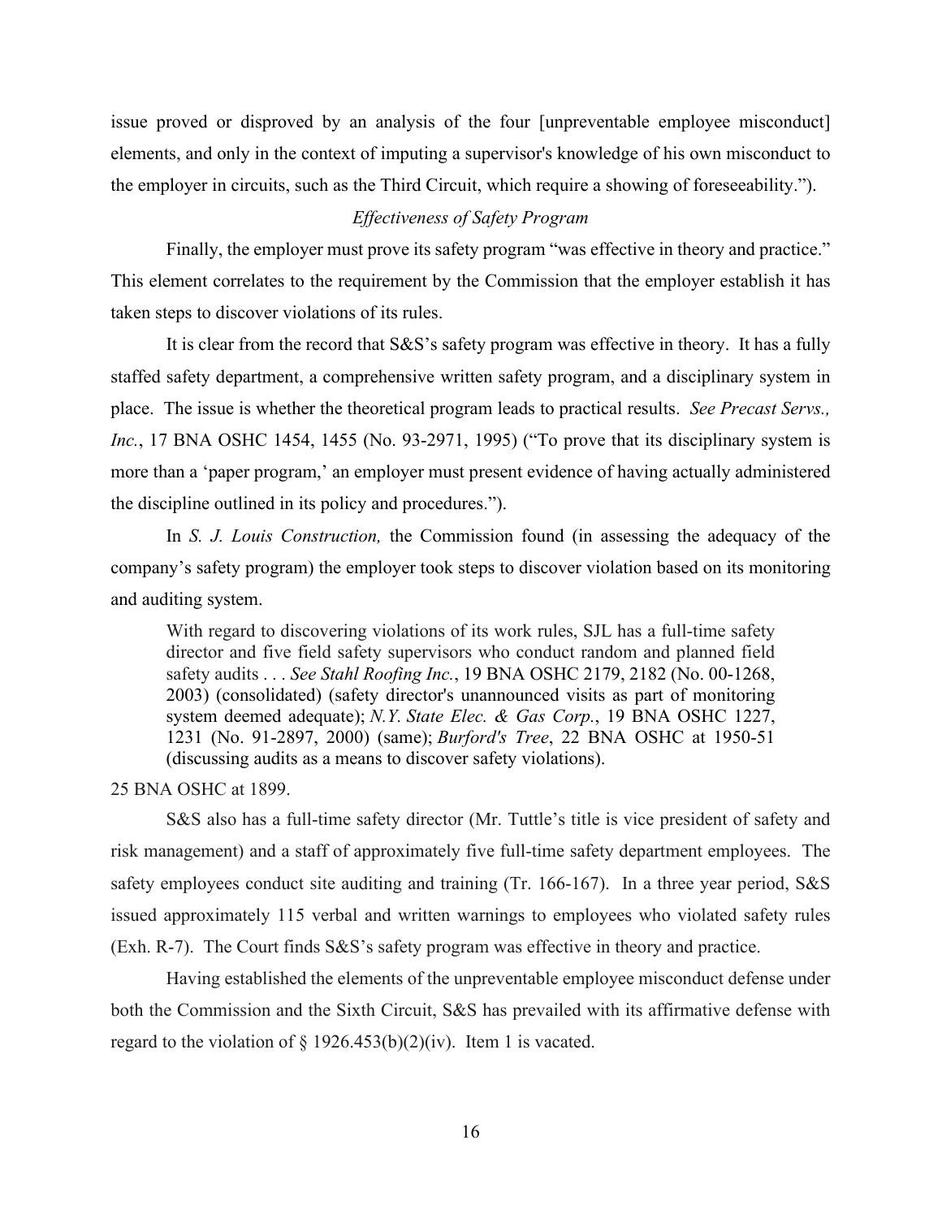issue proved or disproved by an analysis of the four [unpreventable employee misconduct] elements, and only in the context of imputing a supervisor's knowledge of his own misconduct to the employer in circuits, such as the Third Circuit, which require a showing of foreseeability.").

*Effectiveness of Safety Program*

Finally, the employer must prove its safety program "was effective in theory and practice." This element correlates to the requirement by the Commission that the employer establish it has taken steps to discover violations of its rules.

It is clear from the record that S&S's safety program was effective in theory. It has a fully staffed safety department, a comprehensive written safety program, and a disciplinary system in place. The issue is whether the theoretical program leads to practical results. *See Precast Servs., Inc.*, 17 BNA OSHC 1454, 1455 (No. 93-2971, 1995) ("To prove that its disciplinary system is more than a 'paper program,' an employer must present evidence of having actually administered the discipline outlined in its policy and procedures.").

In *S. J. Louis Construction,* the Commission found (in assessing the adequacy of the company's safety program) the employer took steps to discover violation based on its monitoring and auditing system.

> With regard to discovering violations of its work rules, SJL has a full-time safety director and five field safety supervisors who conduct random and planned field safety audits . . . *See Stahl Roofing Inc.*, 19 BNA OSHC 2179, 2182 (No. 00-1268, 2003) (consolidated) (safety director's unannounced visits as part of monitoring system deemed adequate); *N.Y. State Elec. & Gas Corp.*, 19 BNA OSHC 1227, 1231 (No. 91-2897, 2000) (same); *Burford's Tree*, 22 BNA OSHC at 1950-51 (discussing audits as a means to discover safety violations).

25 BNA OSHC at 1899.

S&S also has a full-time safety director (Mr. Tuttle's title is vice president of safety and risk management) and a staff of approximately five full-time safety department employees. The safety employees conduct site auditing and training (Tr. 166-167). In a three year period, S&S issued approximately 115 verbal and written warnings to employees who violated safety rules (Exh. R-7). The Court finds S&S's safety program was effective in theory and practice.

Having established the elements of the unpreventable employee misconduct defense under both the Commission and the Sixth Circuit, S&S has prevailed with its affirmative defense with regard to the violation of § 1926.453(b)(2)(iv). Item 1 is vacated.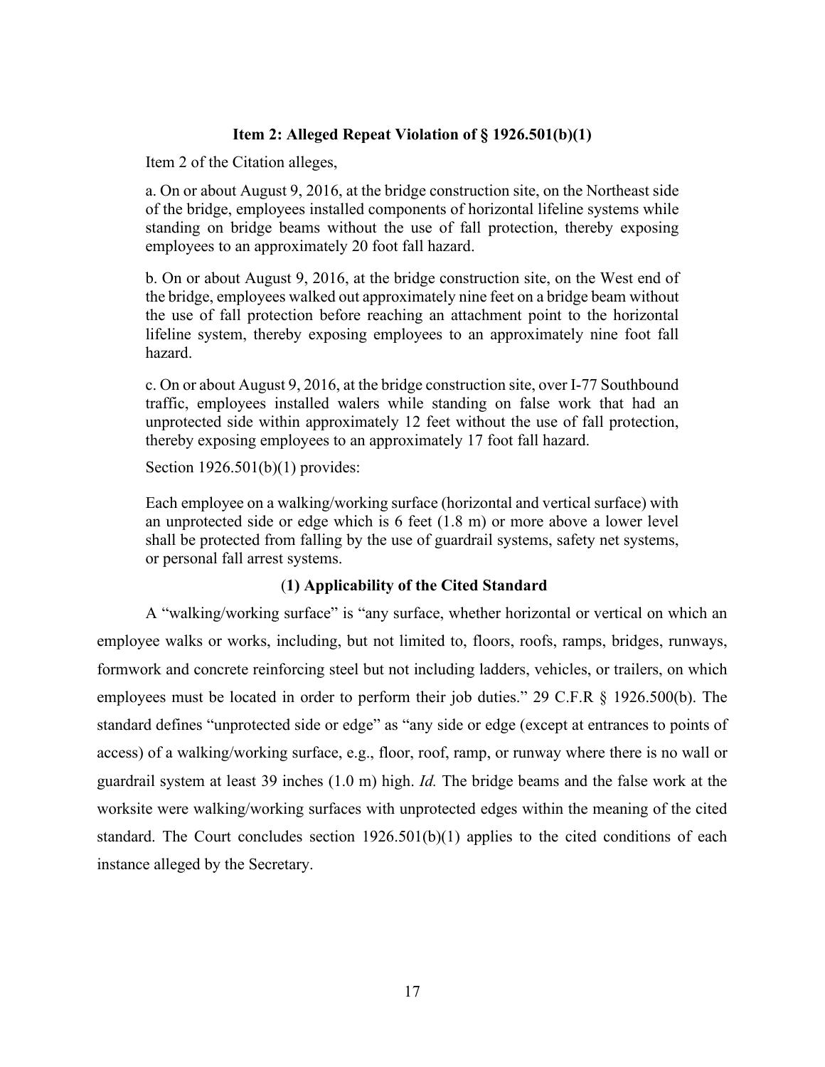### Item 2: Alleged Repeat Violation of § 1926.501(b)(1)

Item 2 of the Citation alleges,

> a. On or about August 9, 2016, at the bridge construction site, on the Northeast side of the bridge, employees installed components of horizontal lifeline systems while standing on bridge beams without the use of fall protection, thereby exposing employees to an approximately 20 foot fall hazard.
>
> b. On or about August 9, 2016, at the bridge construction site, on the West end of the bridge, employees walked out approximately nine feet on a bridge beam without the use of fall protection before reaching an attachment point to the horizontal lifeline system, thereby exposing employees to an approximately nine foot fall hazard.
>
> c. On or about August 9, 2016, at the bridge construction site, over I-77 Southbound traffic, employees installed walers while standing on false work that had an unprotected side within approximately 12 feet without the use of fall protection, thereby exposing employees to an approximately 17 foot fall hazard.

Section 1926.501(b)(1) provides:

> Each employee on a walking/working surface (horizontal and vertical surface) with an unprotected side or edge which is 6 feet (1.8 m) or more above a lower level shall be protected from falling by the use of guardrail systems, safety net systems, or personal fall arrest systems.

#### (1) Applicability of the Cited Standard

A "walking/working surface" is "any surface, whether horizontal or vertical on which an employee walks or works, including, but not limited to, floors, roofs, ramps, bridges, runways, formwork and concrete reinforcing steel but not including ladders, vehicles, or trailers, on which employees must be located in order to perform their job duties." 29 C.F.R § 1926.500(b). The standard defines "unprotected side or edge" as "any side or edge (except at entrances to points of access) of a walking/working surface, e.g., floor, roof, ramp, or runway where there is no wall or guardrail system at least 39 inches (1.0 m) high. *Id.* The bridge beams and the false work at the worksite were walking/working surfaces with unprotected edges within the meaning of the cited standard. The Court concludes section 1926.501(b)(1) applies to the cited conditions of each instance alleged by the Secretary.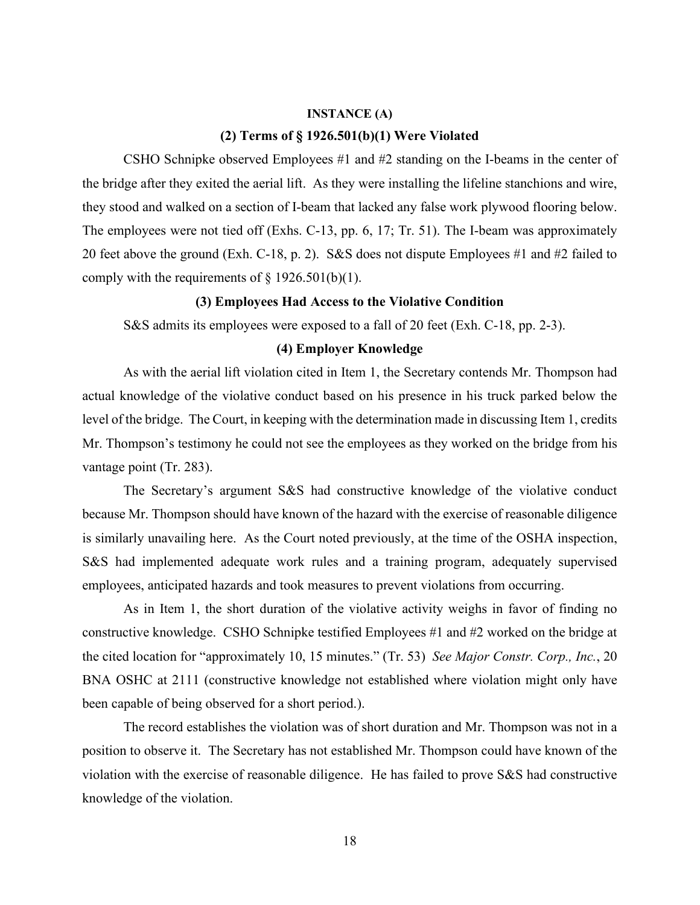**INSTANCE (A)**

**(2) Terms of § 1926.501(b)(1) Were Violated**

CSHO Schnipke observed Employees #1 and #2 standing on the I-beams in the center of the bridge after they exited the aerial lift. As they were installing the lifeline stanchions and wire, they stood and walked on a section of I-beam that lacked any false work plywood flooring below. The employees were not tied off (Exhs. C-13, pp. 6, 17; Tr. 51). The I-beam was approximately 20 feet above the ground (Exh. C-18, p. 2). S&S does not dispute Employees #1 and #2 failed to comply with the requirements of § 1926.501(b)(1).

**(3) Employees Had Access to the Violative Condition**

S&S admits its employees were exposed to a fall of 20 feet (Exh. C-18, pp. 2-3).

**(4) Employer Knowledge**

As with the aerial lift violation cited in Item 1, the Secretary contends Mr. Thompson had actual knowledge of the violative conduct based on his presence in his truck parked below the level of the bridge. The Court, in keeping with the determination made in discussing Item 1, credits Mr. Thompson's testimony he could not see the employees as they worked on the bridge from his vantage point (Tr. 283).

The Secretary's argument S&S had constructive knowledge of the violative conduct because Mr. Thompson should have known of the hazard with the exercise of reasonable diligence is similarly unavailing here. As the Court noted previously, at the time of the OSHA inspection, S&S had implemented adequate work rules and a training program, adequately supervised employees, anticipated hazards and took measures to prevent violations from occurring.

As in Item 1, the short duration of the violative activity weighs in favor of finding no constructive knowledge. CSHO Schnipke testified Employees #1 and #2 worked on the bridge at the cited location for "approximately 10, 15 minutes." (Tr. 53) *See Major Constr. Corp., Inc.*, 20 BNA OSHC at 2111 (constructive knowledge not established where violation might only have been capable of being observed for a short period.).

The record establishes the violation was of short duration and Mr. Thompson was not in a position to observe it. The Secretary has not established Mr. Thompson could have known of the violation with the exercise of reasonable diligence. He has failed to prove S&S had constructive knowledge of the violation.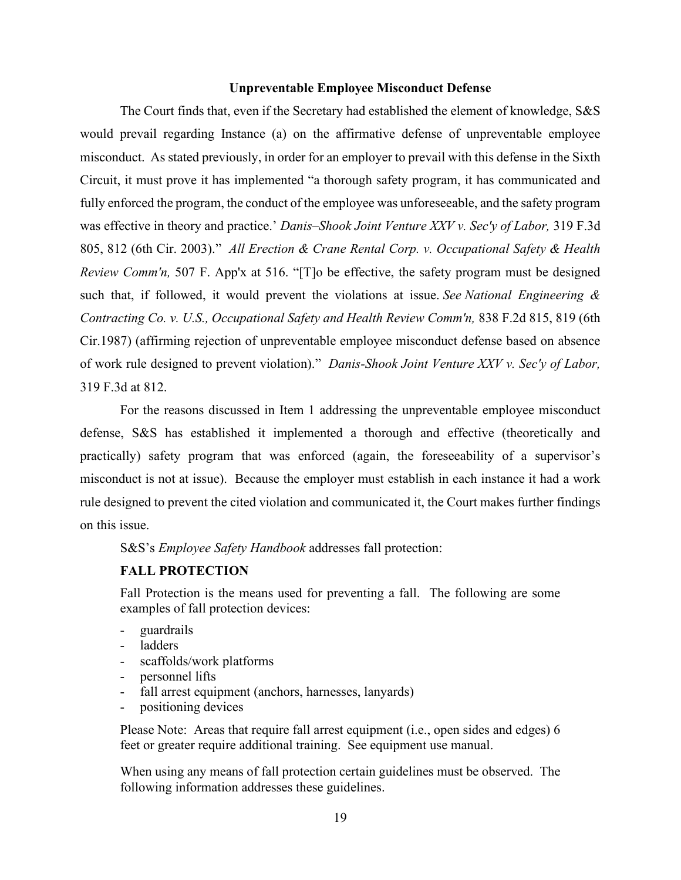### Unpreventable Employee Misconduct Defense

The Court finds that, even if the Secretary had established the element of knowledge, S&S would prevail regarding Instance (a) on the affirmative defense of unpreventable employee misconduct. As stated previously, in order for an employer to prevail with this defense in the Sixth Circuit, it must prove it has implemented "a thorough safety program, it has communicated and fully enforced the program, the conduct of the employee was unforeseeable, and the safety program was effective in theory and practice.' *Danis–Shook Joint Venture XXV v. Sec'y of Labor,* 319 F.3d 805, 812 (6th Cir. 2003)." *All Erection & Crane Rental Corp. v. Occupational Safety & Health Review Comm'n,* 507 F. App'x at 516. "[T]o be effective, the safety program must be designed such that, if followed, it would prevent the violations at issue. *See National Engineering & Contracting Co. v. U.S., Occupational Safety and Health Review Comm'n,* 838 F.2d 815, 819 (6th Cir.1987) (affirming rejection of unpreventable employee misconduct defense based on absence of work rule designed to prevent violation)." *Danis-Shook Joint Venture XXV v. Sec'y of Labor,* 319 F.3d at 812.

For the reasons discussed in Item 1 addressing the unpreventable employee misconduct defense, S&S has established it implemented a thorough and effective (theoretically and practically) safety program that was enforced (again, the foreseeability of a supervisor's misconduct is not at issue). Because the employer must establish in each instance it had a work rule designed to prevent the cited violation and communicated it, the Court makes further findings on this issue.

S&S's *Employee Safety Handbook* addresses fall protection:

> **FALL PROTECTION**
>
> Fall Protection is the means used for preventing a fall. The following are some examples of fall protection devices:
>
> - guardrails
> - ladders
> - scaffolds/work platforms
> - personnel lifts
> - fall arrest equipment (anchors, harnesses, lanyards)
> - positioning devices
>
> Please Note: Areas that require fall arrest equipment (i.e., open sides and edges) 6 feet or greater require additional training. See equipment use manual.
>
> When using any means of fall protection certain guidelines must be observed. The following information addresses these guidelines.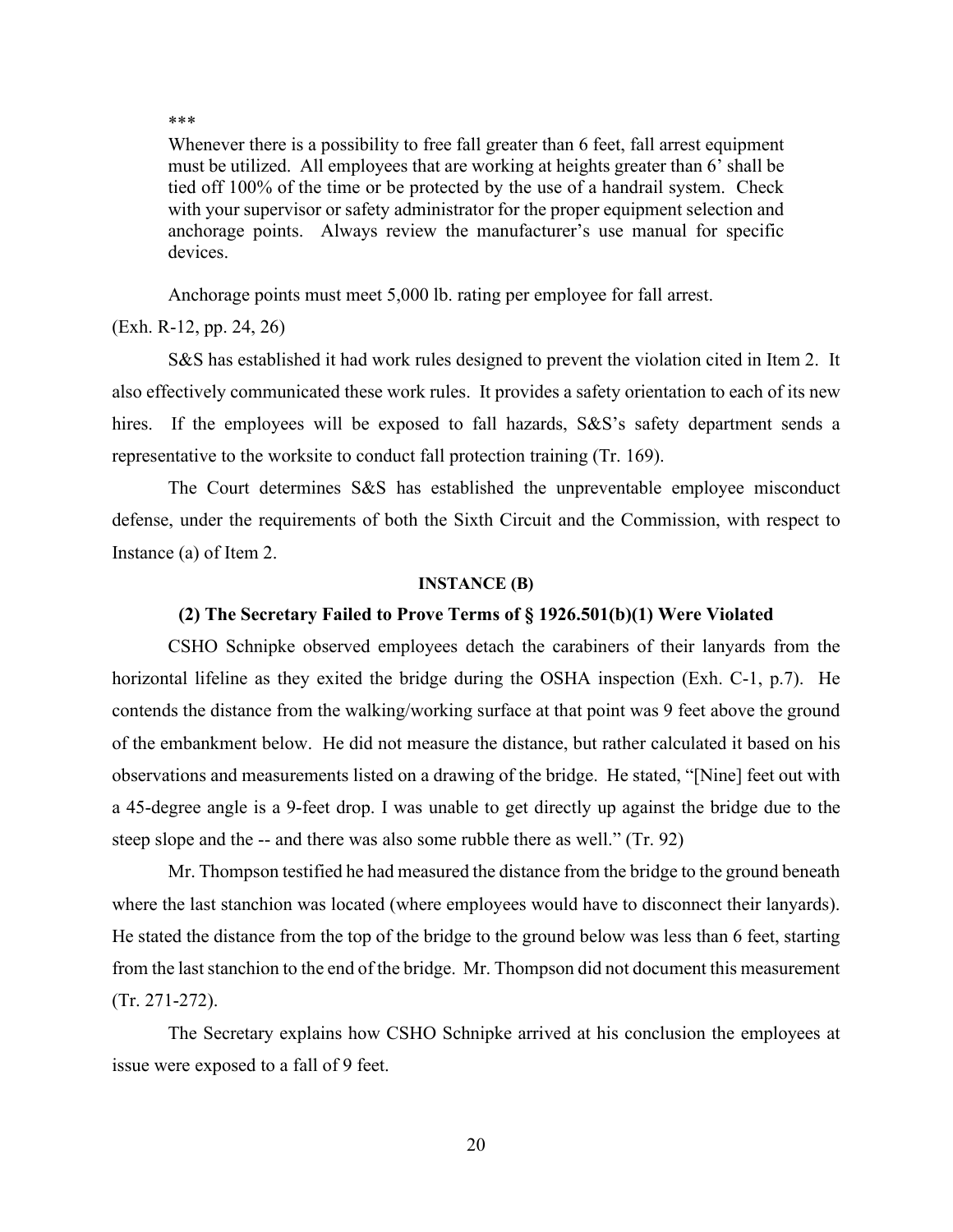> ***
>
> Whenever there is a possibility to free fall greater than 6 feet, fall arrest equipment must be utilized. All employees that are working at heights greater than 6' shall be tied off 100% of the time or be protected by the use of a handrail system. Check with your supervisor or safety administrator for the proper equipment selection and anchorage points. Always review the manufacturer's use manual for specific devices.
>
> Anchorage points must meet 5,000 lb. rating per employee for fall arrest.

(Exh. R-12, pp. 24, 26)

S&S has established it had work rules designed to prevent the violation cited in Item 2. It also effectively communicated these work rules. It provides a safety orientation to each of its new hires. If the employees will be exposed to fall hazards, S&S's safety department sends a representative to the worksite to conduct fall protection training (Tr. 169).

The Court determines S&S has established the unpreventable employee misconduct defense, under the requirements of both the Sixth Circuit and the Commission, with respect to Instance (a) of Item 2.

**INSTANCE (B)**

**(2) The Secretary Failed to Prove Terms of § 1926.501(b)(1) Were Violated**

CSHO Schnipke observed employees detach the carabiners of their lanyards from the horizontal lifeline as they exited the bridge during the OSHA inspection (Exh. C-1, p.7). He contends the distance from the walking/working surface at that point was 9 feet above the ground of the embankment below. He did not measure the distance, but rather calculated it based on his observations and measurements listed on a drawing of the bridge. He stated, "[Nine] feet out with a 45-degree angle is a 9-feet drop. I was unable to get directly up against the bridge due to the steep slope and the -- and there was also some rubble there as well." (Tr. 92)

Mr. Thompson testified he had measured the distance from the bridge to the ground beneath where the last stanchion was located (where employees would have to disconnect their lanyards). He stated the distance from the top of the bridge to the ground below was less than 6 feet, starting from the last stanchion to the end of the bridge. Mr. Thompson did not document this measurement (Tr. 271-272).

The Secretary explains how CSHO Schnipke arrived at his conclusion the employees at issue were exposed to a fall of 9 feet.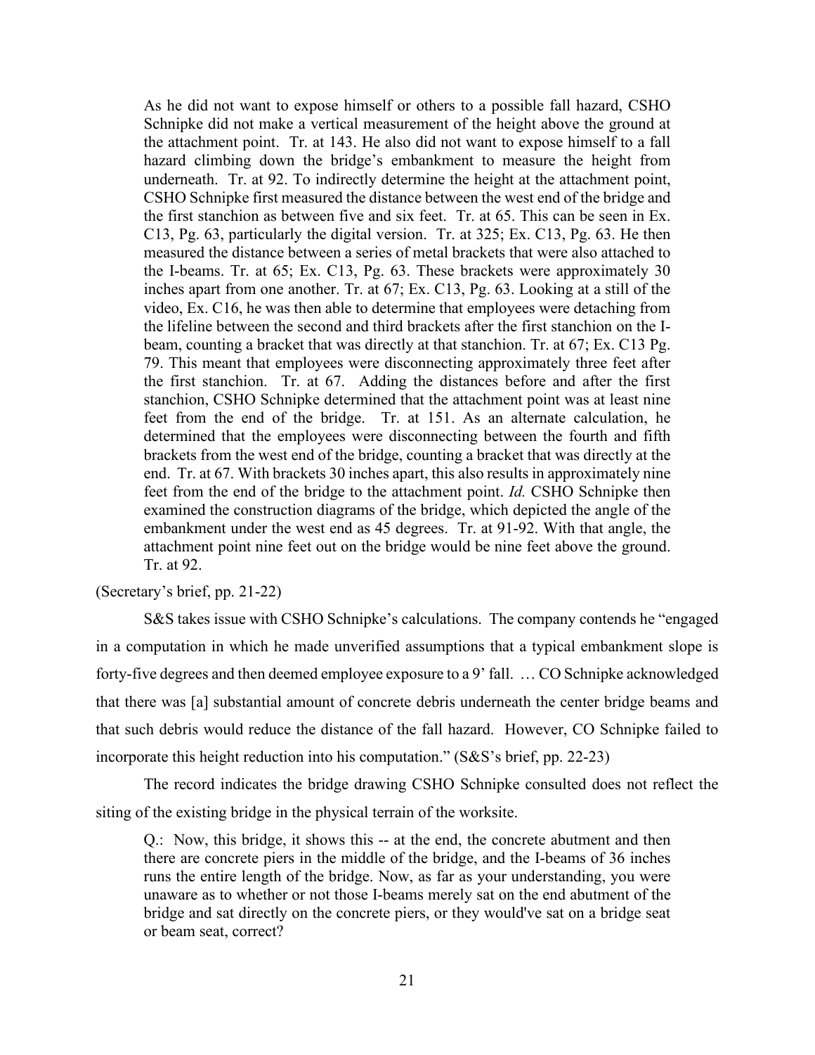> As he did not want to expose himself or others to a possible fall hazard, CSHO Schnipke did not make a vertical measurement of the height above the ground at the attachment point. Tr. at 143. He also did not want to expose himself to a fall hazard climbing down the bridge's embankment to measure the height from underneath. Tr. at 92. To indirectly determine the height at the attachment point, CSHO Schnipke first measured the distance between the west end of the bridge and the first stanchion as between five and six feet. Tr. at 65. This can be seen in Ex. C13, Pg. 63, particularly the digital version. Tr. at 325; Ex. C13, Pg. 63. He then measured the distance between a series of metal brackets that were also attached to the I-beams. Tr. at 65; Ex. C13, Pg. 63. These brackets were approximately 30 inches apart from one another. Tr. at 67; Ex. C13, Pg. 63. Looking at a still of the video, Ex. C16, he was then able to determine that employees were detaching from the lifeline between the second and third brackets after the first stanchion on the I-beam, counting a bracket that was directly at that stanchion. Tr. at 67; Ex. C13 Pg. 79. This meant that employees were disconnecting approximately three feet after the first stanchion. Tr. at 67. Adding the distances before and after the first stanchion, CSHO Schnipke determined that the attachment point was at least nine feet from the end of the bridge. Tr. at 151. As an alternate calculation, he determined that the employees were disconnecting between the fourth and fifth brackets from the west end of the bridge, counting a bracket that was directly at the end. Tr. at 67. With brackets 30 inches apart, this also results in approximately nine feet from the end of the bridge to the attachment point. *Id.* CSHO Schnipke then examined the construction diagrams of the bridge, which depicted the angle of the embankment under the west end as 45 degrees. Tr. at 91-92. With that angle, the attachment point nine feet out on the bridge would be nine feet above the ground. Tr. at 92.

(Secretary's brief, pp. 21-22)

S&S takes issue with CSHO Schnipke's calculations. The company contends he "engaged in a computation in which he made unverified assumptions that a typical embankment slope is forty-five degrees and then deemed employee exposure to a 9' fall. … CO Schnipke acknowledged that there was [a] substantial amount of concrete debris underneath the center bridge beams and that such debris would reduce the distance of the fall hazard. However, CO Schnipke failed to incorporate this height reduction into his computation." (S&S's brief, pp. 22-23)

The record indicates the bridge drawing CSHO Schnipke consulted does not reflect the siting of the existing bridge in the physical terrain of the worksite.

> Q.: Now, this bridge, it shows this -- at the end, the concrete abutment and then there are concrete piers in the middle of the bridge, and the I-beams of 36 inches runs the entire length of the bridge. Now, as far as your understanding, you were unaware as to whether or not those I-beams merely sat on the end abutment of the bridge and sat directly on the concrete piers, or they would've sat on a bridge seat or beam seat, correct?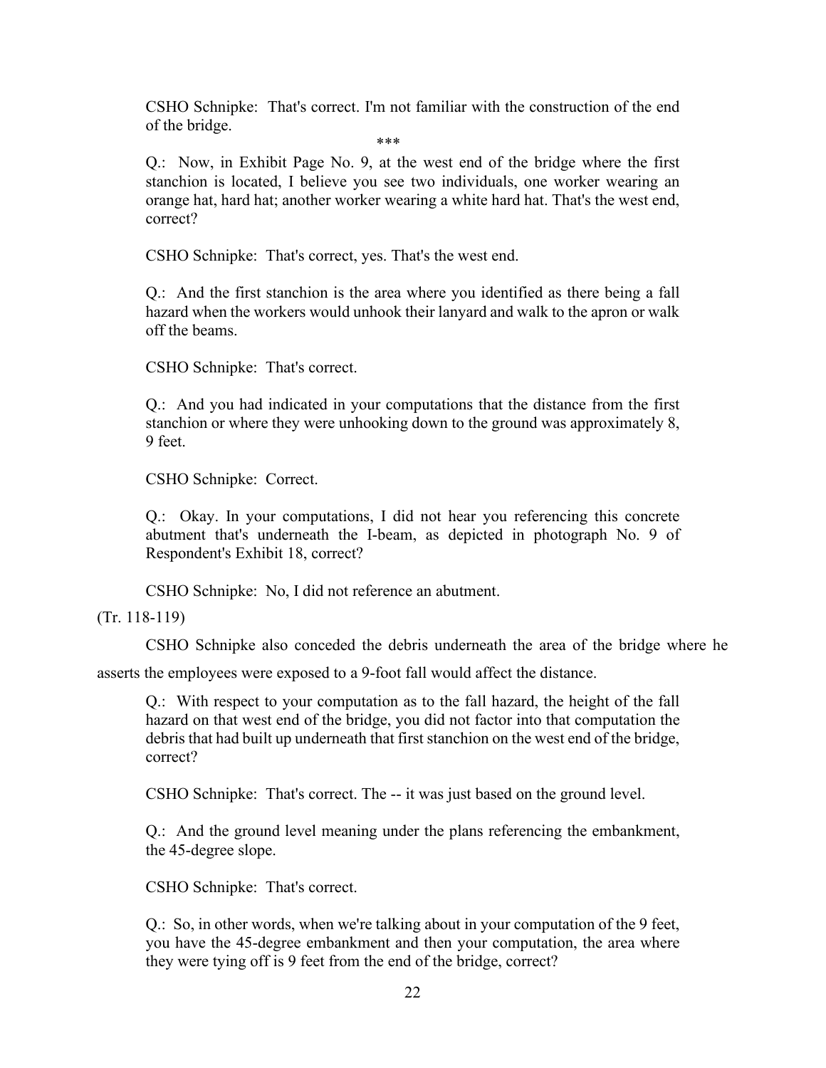> CSHO Schnipke: That's correct. I'm not familiar with the construction of the end of the bridge.
>
> \*\*\*
>
> Q.: Now, in Exhibit Page No. 9, at the west end of the bridge where the first stanchion is located, I believe you see two individuals, one worker wearing an orange hat, hard hat; another worker wearing a white hard hat. That's the west end, correct?
>
> CSHO Schnipke: That's correct, yes. That's the west end.
>
> Q.: And the first stanchion is the area where you identified as there being a fall hazard when the workers would unhook their lanyard and walk to the apron or walk off the beams.
>
> CSHO Schnipke: That's correct.
>
> Q.: And you had indicated in your computations that the distance from the first stanchion or where they were unhooking down to the ground was approximately 8, 9 feet.
>
> CSHO Schnipke: Correct.
>
> Q.: Okay. In your computations, I did not hear you referencing this concrete abutment that's underneath the I-beam, as depicted in photograph No. 9 of Respondent's Exhibit 18, correct?
>
> CSHO Schnipke: No, I did not reference an abutment.

(Tr. 118-119)

CSHO Schnipke also conceded the debris underneath the area of the bridge where he asserts the employees were exposed to a 9-foot fall would affect the distance.

> Q.: With respect to your computation as to the fall hazard, the height of the fall hazard on that west end of the bridge, you did not factor into that computation the debris that had built up underneath that first stanchion on the west end of the bridge, correct?
>
> CSHO Schnipke: That's correct. The -- it was just based on the ground level.
>
> Q.: And the ground level meaning under the plans referencing the embankment, the 45-degree slope.
>
> CSHO Schnipke: That's correct.
>
> Q.: So, in other words, when we're talking about in your computation of the 9 feet, you have the 45-degree embankment and then your computation, the area where they were tying off is 9 feet from the end of the bridge, correct?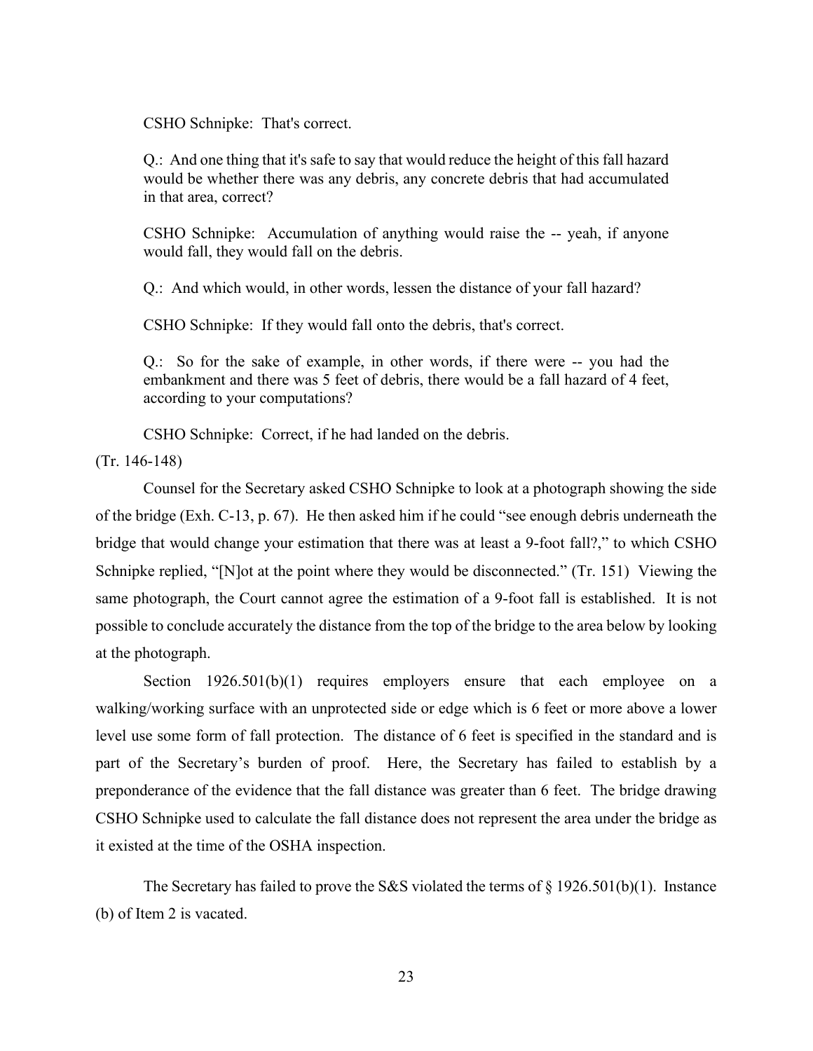> CSHO Schnipke: That's correct.
>
> Q.: And one thing that it's safe to say that would reduce the height of this fall hazard would be whether there was any debris, any concrete debris that had accumulated in that area, correct?
>
> CSHO Schnipke: Accumulation of anything would raise the -- yeah, if anyone would fall, they would fall on the debris.
>
> Q.: And which would, in other words, lessen the distance of your fall hazard?
>
> CSHO Schnipke: If they would fall onto the debris, that's correct.
>
> Q.: So for the sake of example, in other words, if there were -- you had the embankment and there was 5 feet of debris, there would be a fall hazard of 4 feet, according to your computations?
>
> CSHO Schnipke: Correct, if he had landed on the debris.

(Tr. 146-148)

Counsel for the Secretary asked CSHO Schnipke to look at a photograph showing the side of the bridge (Exh. C-13, p. 67). He then asked him if he could "see enough debris underneath the bridge that would change your estimation that there was at least a 9-foot fall?," to which CSHO Schnipke replied, "[N]ot at the point where they would be disconnected." (Tr. 151) Viewing the same photograph, the Court cannot agree the estimation of a 9-foot fall is established. It is not possible to conclude accurately the distance from the top of the bridge to the area below by looking at the photograph.

Section 1926.501(b)(1) requires employers ensure that each employee on a walking/working surface with an unprotected side or edge which is 6 feet or more above a lower level use some form of fall protection. The distance of 6 feet is specified in the standard and is part of the Secretary's burden of proof. Here, the Secretary has failed to establish by a preponderance of the evidence that the fall distance was greater than 6 feet. The bridge drawing CSHO Schnipke used to calculate the fall distance does not represent the area under the bridge as it existed at the time of the OSHA inspection.

The Secretary has failed to prove the S&S violated the terms of § 1926.501(b)(1). Instance (b) of Item 2 is vacated.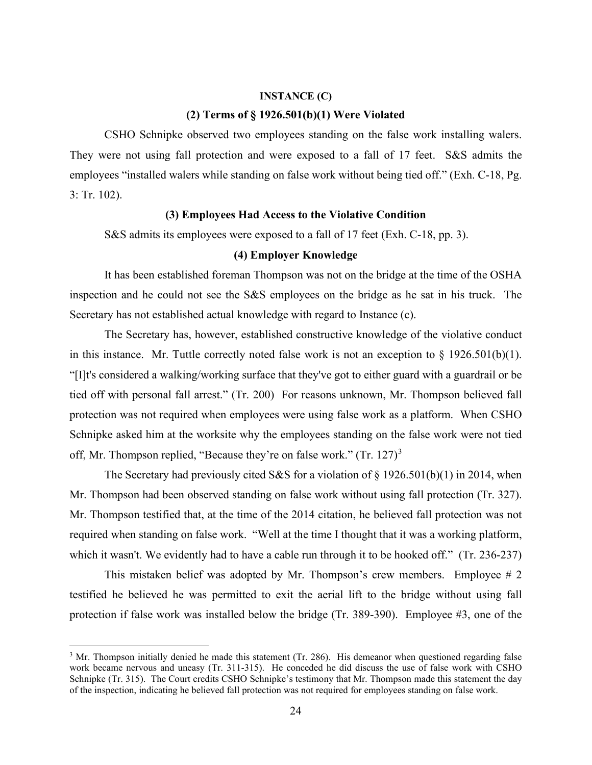**INSTANCE (C)**

**(2) Terms of § 1926.501(b)(1) Were Violated**

CSHO Schnipke observed two employees standing on the false work installing walers. They were not using fall protection and were exposed to a fall of 17 feet. S&S admits the employees "installed walers while standing on false work without being tied off." (Exh. C-18, Pg. 3: Tr. 102).

**(3) Employees Had Access to the Violative Condition**

S&S admits its employees were exposed to a fall of 17 feet (Exh. C-18, pp. 3).

**(4) Employer Knowledge**

It has been established foreman Thompson was not on the bridge at the time of the OSHA inspection and he could not see the S&S employees on the bridge as he sat in his truck. The Secretary has not established actual knowledge with regard to Instance (c).

The Secretary has, however, established constructive knowledge of the violative conduct in this instance. Mr. Tuttle correctly noted false work is not an exception to § 1926.501(b)(1). "[I]t's considered a walking/working surface that they've got to either guard with a guardrail or be tied off with personal fall arrest." (Tr. 200) For reasons unknown, Mr. Thompson believed fall protection was not required when employees were using false work as a platform. When CSHO Schnipke asked him at the worksite why the employees standing on the false work were not tied off, Mr. Thompson replied, "Because they're on false work." (Tr. 127)[3]

The Secretary had previously cited S&S for a violation of § 1926.501(b)(1) in 2014, when Mr. Thompson had been observed standing on false work without using fall protection (Tr. 327). Mr. Thompson testified that, at the time of the 2014 citation, he believed fall protection was not required when standing on false work. "Well at the time I thought that it was a working platform, which it wasn't. We evidently had to have a cable run through it to be hooked off." (Tr. 236-237)

This mistaken belief was adopted by Mr. Thompson's crew members. Employee # 2 testified he believed he was permitted to exit the aerial lift to the bridge without using fall protection if false work was installed below the bridge (Tr. 389-390). Employee #3, one of the

[3] Mr. Thompson initially denied he made this statement (Tr. 286). His demeanor when questioned regarding false work became nervous and uneasy (Tr. 311-315). He conceded he did discuss the use of false work with CSHO Schnipke (Tr. 315). The Court credits CSHO Schnipke's testimony that Mr. Thompson made this statement the day of the inspection, indicating he believed fall protection was not required for employees standing on false work.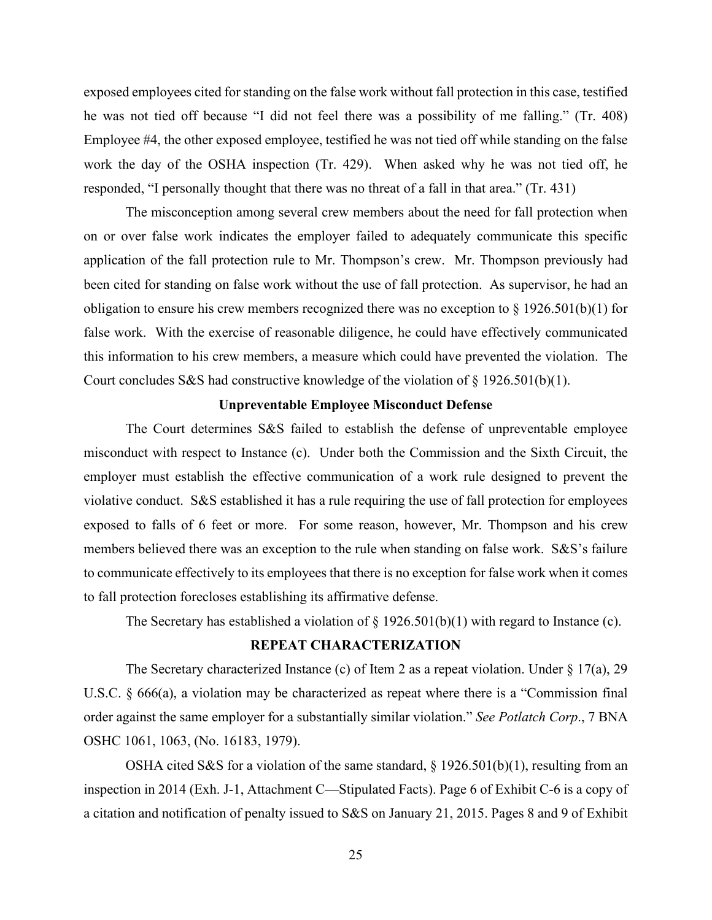exposed employees cited for standing on the false work without fall protection in this case, testified he was not tied off because "I did not feel there was a possibility of me falling." (Tr. 408) Employee #4, the other exposed employee, testified he was not tied off while standing on the false work the day of the OSHA inspection (Tr. 429). When asked why he was not tied off, he responded, "I personally thought that there was no threat of a fall in that area." (Tr. 431)

The misconception among several crew members about the need for fall protection when on or over false work indicates the employer failed to adequately communicate this specific application of the fall protection rule to Mr. Thompson's crew. Mr. Thompson previously had been cited for standing on false work without the use of fall protection. As supervisor, he had an obligation to ensure his crew members recognized there was no exception to § 1926.501(b)(1) for false work. With the exercise of reasonable diligence, he could have effectively communicated this information to his crew members, a measure which could have prevented the violation. The Court concludes S&S had constructive knowledge of the violation of § 1926.501(b)(1).

**Unpreventable Employee Misconduct Defense**

The Court determines S&S failed to establish the defense of unpreventable employee misconduct with respect to Instance (c). Under both the Commission and the Sixth Circuit, the employer must establish the effective communication of a work rule designed to prevent the violative conduct. S&S established it has a rule requiring the use of fall protection for employees exposed to falls of 6 feet or more. For some reason, however, Mr. Thompson and his crew members believed there was an exception to the rule when standing on false work. S&S's failure to communicate effectively to its employees that there is no exception for false work when it comes to fall protection forecloses establishing its affirmative defense.

The Secretary has established a violation of § 1926.501(b)(1) with regard to Instance (c).

**REPEAT CHARACTERIZATION**

The Secretary characterized Instance (c) of Item 2 as a repeat violation. Under § 17(a), 29 U.S.C. § 666(a), a violation may be characterized as repeat where there is a "Commission final order against the same employer for a substantially similar violation." *See Potlatch Corp*., 7 BNA OSHC 1061, 1063, (No. 16183, 1979).

OSHA cited S&S for a violation of the same standard, § 1926.501(b)(1), resulting from an inspection in 2014 (Exh. J-1, Attachment C—Stipulated Facts). Page 6 of Exhibit C-6 is a copy of a citation and notification of penalty issued to S&S on January 21, 2015. Pages 8 and 9 of Exhibit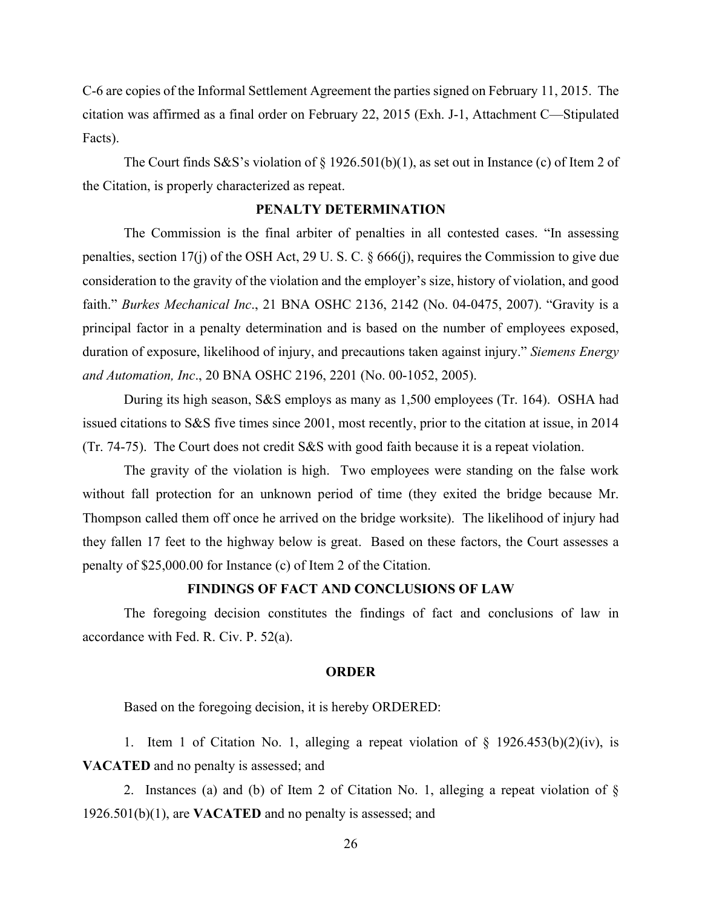C-6 are copies of the Informal Settlement Agreement the parties signed on February 11, 2015. The citation was affirmed as a final order on February 22, 2015 (Exh. J-1, Attachment C—Stipulated Facts).

The Court finds S&S's violation of § 1926.501(b)(1), as set out in Instance (c) of Item 2 of the Citation, is properly characterized as repeat.

## PENALTY DETERMINATION

The Commission is the final arbiter of penalties in all contested cases. "In assessing penalties, section 17(j) of the OSH Act, 29 U. S. C. § 666(j), requires the Commission to give due consideration to the gravity of the violation and the employer's size, history of violation, and good faith." *Burkes Mechanical Inc*., 21 BNA OSHC 2136, 2142 (No. 04-0475, 2007). "Gravity is a principal factor in a penalty determination and is based on the number of employees exposed, duration of exposure, likelihood of injury, and precautions taken against injury." *Siemens Energy and Automation, Inc*., 20 BNA OSHC 2196, 2201 (No. 00-1052, 2005).

During its high season, S&S employs as many as 1,500 employees (Tr. 164). OSHA had issued citations to S&S five times since 2001, most recently, prior to the citation at issue, in 2014 (Tr. 74-75). The Court does not credit S&S with good faith because it is a repeat violation.

The gravity of the violation is high. Two employees were standing on the false work without fall protection for an unknown period of time (they exited the bridge because Mr. Thompson called them off once he arrived on the bridge worksite). The likelihood of injury had they fallen 17 feet to the highway below is great. Based on these factors, the Court assesses a penalty of $25,000.00 for Instance (c) of Item 2 of the Citation.

## FINDINGS OF FACT AND CONCLUSIONS OF LAW

The foregoing decision constitutes the findings of fact and conclusions of law in accordance with Fed. R. Civ. P. 52(a).

## ORDER

Based on the foregoing decision, it is hereby ORDERED:

1. Item 1 of Citation No. 1, alleging a repeat violation of § 1926.453(b)(2)(iv), is **VACATED** and no penalty is assessed; and

2. Instances (a) and (b) of Item 2 of Citation No. 1, alleging a repeat violation of § 1926.501(b)(1), are **VACATED** and no penalty is assessed; and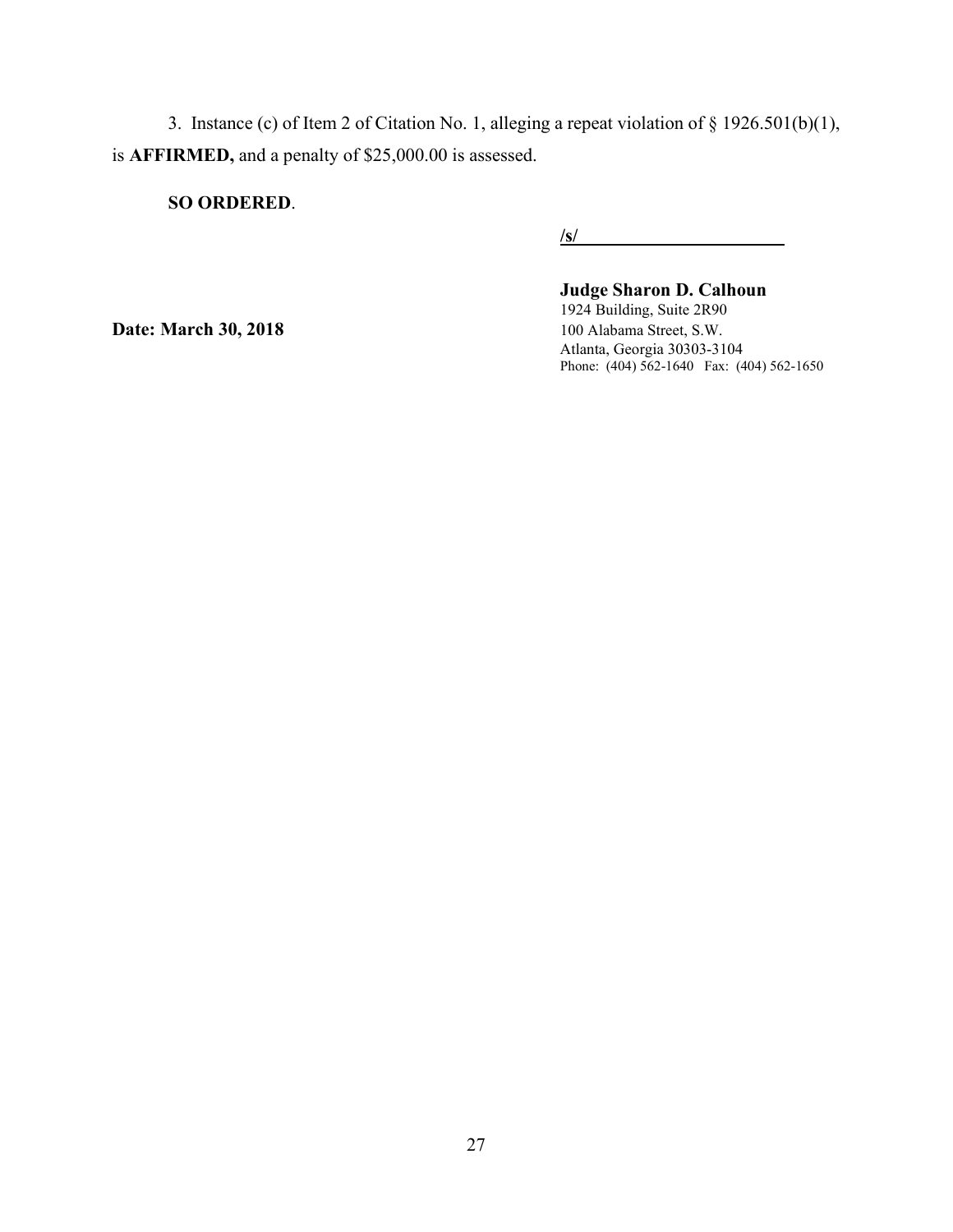3. Instance (c) of Item 2 of Citation No. 1, alleging a repeat violation of § 1926.501(b)(1), is **AFFIRMED,** and a penalty of $25,000.00 is assessed.

**SO ORDERED**.

**/s/**

**Judge Sharon D. Calhoun**
1924 Building, Suite 2R90
100 Alabama Street, S.W.
Atlanta, Georgia 30303-3104
Phone: (404) 562-1640 Fax: (404) 562-1650

**Date: March 30, 2018**